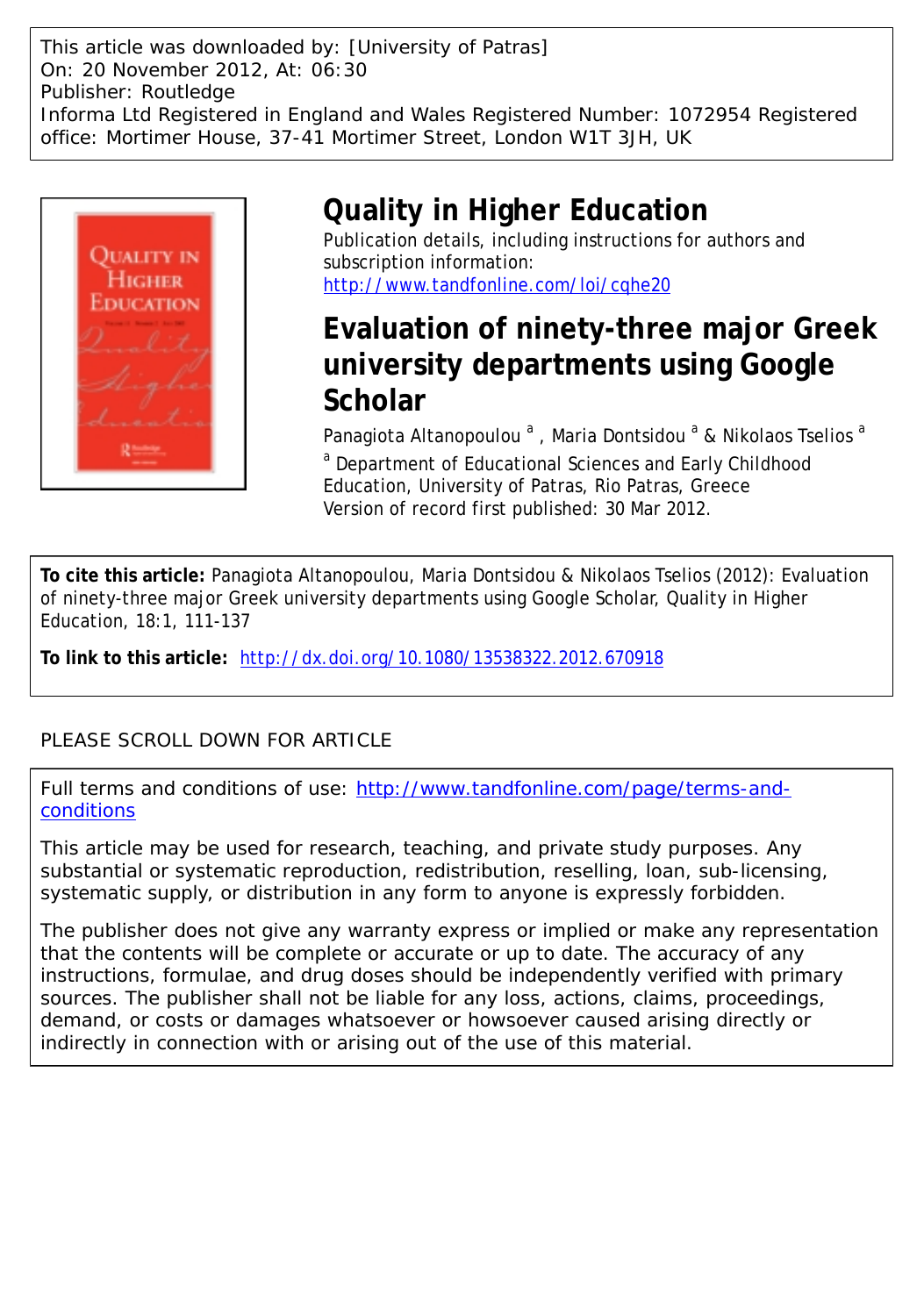This article was downloaded by: [University of Patras]
On: 20 November 2012, At: 06:30
Publisher: Routledge
Informa Ltd Registered in England and Wales Registered Number: 1072954 Registered office: Mortimer House, 37-41 Mortimer Street, London W1T 3JH, UK

# Quality in Higher Education

Publication details, including instructions for authors and subscription information:
http://www.tandfonline.com/loi/cqhe20

# Evaluation of ninety-three major Greek university departments using Google Scholar

Panagiota Altanopoulou [a], Maria Dontsidou [a] & Nikolaos Tselios [a]

[a] Department of Educational Sciences and Early Childhood Education, University of Patras, Rio Patras, Greece

Version of record first published: 30 Mar 2012.

**To cite this article:** Panagiota Altanopoulou, Maria Dontsidou & Nikolaos Tselios (2012): Evaluation of ninety-three major Greek university departments using Google Scholar, Quality in Higher Education, 18:1, 111-137

**To link to this article:** http://dx.doi.org/10.1080/13538322.2012.670918

PLEASE SCROLL DOWN FOR ARTICLE

Full terms and conditions of use: http://www.tandfonline.com/page/terms-and-conditions

This article may be used for research, teaching, and private study purposes. Any substantial or systematic reproduction, redistribution, reselling, loan, sub-licensing, systematic supply, or distribution in any form to anyone is expressly forbidden.

The publisher does not give any warranty express or implied or make any representation that the contents will be complete or accurate or up to date. The accuracy of any instructions, formulae, and drug doses should be independently verified with primary sources. The publisher shall not be liable for any loss, actions, claims, proceedings, demand, or costs or damages whatsoever or howsoever caused arising directly or indirectly in connection with or arising out of the use of this material.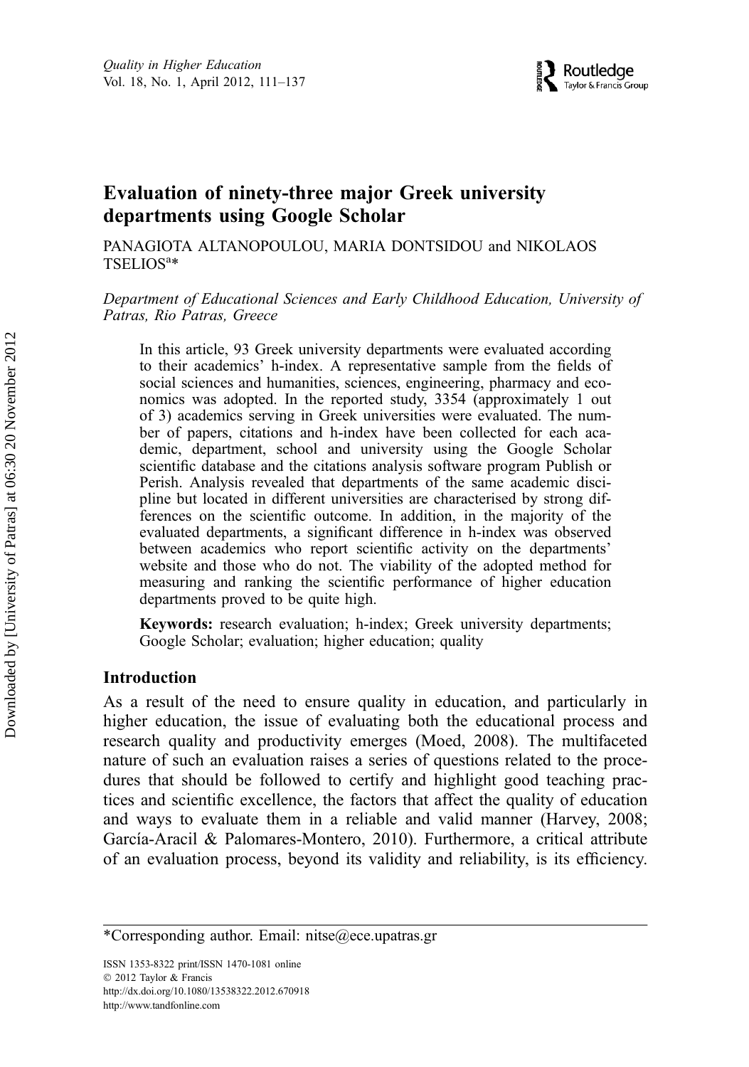# Evaluation of ninety-three major Greek university departments using Google Scholar

PANAGIOTA ALTANOPOULOU, MARIA DONTSIDOU and NIKOLAOS TSELIOS[a]*

*Department of Educational Sciences and Early Childhood Education, University of Patras, Rio Patras, Greece*

In this article, 93 Greek university departments were evaluated according to their academics' h-index. A representative sample from the fields of social sciences and humanities, sciences, engineering, pharmacy and economics was adopted. In the reported study, 3354 (approximately 1 out of 3) academics serving in Greek universities were evaluated. The number of papers, citations and h-index have been collected for each academic, department, school and university using the Google Scholar scientific database and the citations analysis software program Publish or Perish. Analysis revealed that departments of the same academic discipline but located in different universities are characterised by strong differences on the scientific outcome. In addition, in the majority of the evaluated departments, a significant difference in h-index was observed between academics who report scientific activity on the departments' website and those who do not. The viability of the adopted method for measuring and ranking the scientific performance of higher education departments proved to be quite high.

**Keywords:** research evaluation; h-index; Greek university departments; Google Scholar; evaluation; higher education; quality

## Introduction

As a result of the need to ensure quality in education, and particularly in higher education, the issue of evaluating both the educational process and research quality and productivity emerges (Moed, 2008). The multifaceted nature of such an evaluation raises a series of questions related to the procedures that should be followed to certify and highlight good teaching practices and scientific excellence, the factors that affect the quality of education and ways to evaluate them in a reliable and valid manner (Harvey, 2008; García-Aracil & Palomares-Montero, 2010). Furthermore, a critical attribute of an evaluation process, beyond its validity and reliability, is its efficiency.

*Corresponding author. Email: nitse@ece.upatras.gr

ISSN 1353-8322 print/ISSN 1470-1081 online
© 2012 Taylor & Francis
http://dx.doi.org/10.1080/13538322.2012.670918
http://www.tandfonline.com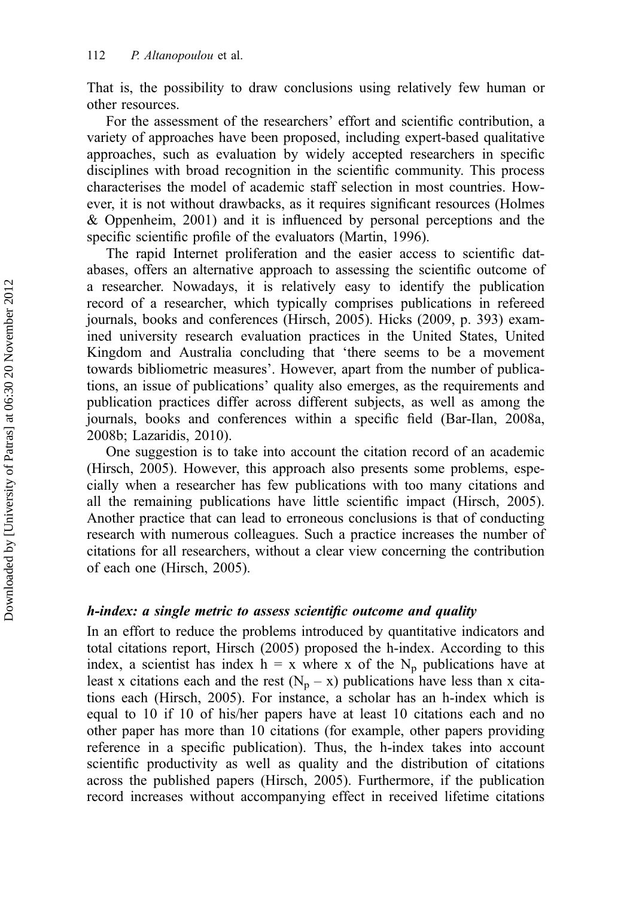That is, the possibility to draw conclusions using relatively few human or other resources.

For the assessment of the researchers' effort and scientific contribution, a variety of approaches have been proposed, including expert-based qualitative approaches, such as evaluation by widely accepted researchers in specific disciplines with broad recognition in the scientific community. This process characterises the model of academic staff selection in most countries. However, it is not without drawbacks, as it requires significant resources (Holmes & Oppenheim, 2001) and it is influenced by personal perceptions and the specific scientific profile of the evaluators (Martin, 1996).

The rapid Internet proliferation and the easier access to scientific databases, offers an alternative approach to assessing the scientific outcome of a researcher. Nowadays, it is relatively easy to identify the publication record of a researcher, which typically comprises publications in refereed journals, books and conferences (Hirsch, 2005). Hicks (2009, p. 393) examined university research evaluation practices in the United States, United Kingdom and Australia concluding that 'there seems to be a movement towards bibliometric measures'. However, apart from the number of publications, an issue of publications' quality also emerges, as the requirements and publication practices differ across different subjects, as well as among the journals, books and conferences within a specific field (Bar-Ilan, 2008a, 2008b; Lazaridis, 2010).

One suggestion is to take into account the citation record of an academic (Hirsch, 2005). However, this approach also presents some problems, especially when a researcher has few publications with too many citations and all the remaining publications have little scientific impact (Hirsch, 2005). Another practice that can lead to erroneous conclusions is that of conducting research with numerous colleagues. Such a practice increases the number of citations for all researchers, without a clear view concerning the contribution of each one (Hirsch, 2005).

### *h-index: a single metric to assess scientific outcome and quality*

In an effort to reduce the problems introduced by quantitative indicators and total citations report, Hirsch (2005) proposed the h-index. According to this index, a scientist has index h = x where x of the $N_p$ publications have at least x citations each and the rest ($N_p$ – x) publications have less than x citations each (Hirsch, 2005). For instance, a scholar has an h-index which is equal to 10 if 10 of his/her papers have at least 10 citations each and no other paper has more than 10 citations (for example, other papers providing reference in a specific publication). Thus, the h-index takes into account scientific productivity as well as quality and the distribution of citations across the published papers (Hirsch, 2005). Furthermore, if the publication record increases without accompanying effect in received lifetime citations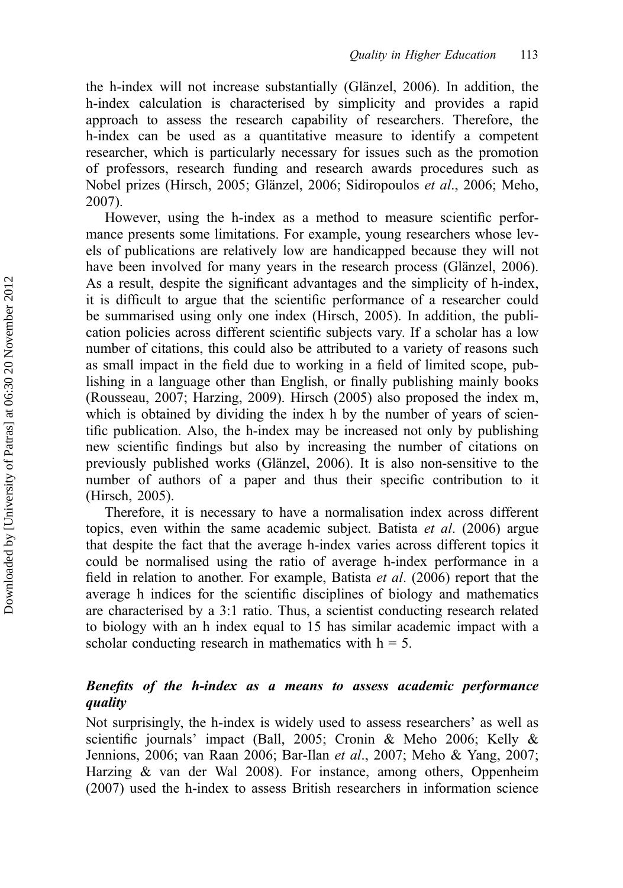the h-index will not increase substantially (Glänzel, 2006). In addition, the h-index calculation is characterised by simplicity and provides a rapid approach to assess the research capability of researchers. Therefore, the h-index can be used as a quantitative measure to identify a competent researcher, which is particularly necessary for issues such as the promotion of professors, research funding and research awards procedures such as Nobel prizes (Hirsch, 2005; Glänzel, 2006; Sidiropoulos *et al*., 2006; Meho, 2007).

However, using the h-index as a method to measure scientific performance presents some limitations. For example, young researchers whose levels of publications are relatively low are handicapped because they will not have been involved for many years in the research process (Glänzel, 2006). As a result, despite the significant advantages and the simplicity of h-index, it is difficult to argue that the scientific performance of a researcher could be summarised using only one index (Hirsch, 2005). In addition, the publication policies across different scientific subjects vary. If a scholar has a low number of citations, this could also be attributed to a variety of reasons such as small impact in the field due to working in a field of limited scope, publishing in a language other than English, or finally publishing mainly books (Rousseau, 2007; Harzing, 2009). Hirsch (2005) also proposed the index m, which is obtained by dividing the index h by the number of years of scientific publication. Also, the h-index may be increased not only by publishing new scientific findings but also by increasing the number of citations on previously published works (Glänzel, 2006). It is also non-sensitive to the number of authors of a paper and thus their specific contribution to it (Hirsch, 2005).

Therefore, it is necessary to have a normalisation index across different topics, even within the same academic subject. Batista *et al*. (2006) argue that despite the fact that the average h-index varies across different topics it could be normalised using the ratio of average h-index performance in a field in relation to another. For example, Batista *et al*. (2006) report that the average h indices for the scientific disciplines of biology and mathematics are characterised by a 3:1 ratio. Thus, a scientist conducting research related to biology with an h index equal to 15 has similar academic impact with a scholar conducting research in mathematics with $h = 5$.

### *Benefits of the h-index as a means to assess academic performance quality*

Not surprisingly, the h-index is widely used to assess researchers' as well as scientific journals' impact (Ball, 2005; Cronin & Meho 2006; Kelly & Jennions, 2006; van Raan 2006; Bar-Ilan *et al*., 2007; Meho & Yang, 2007; Harzing & van der Wal 2008). For instance, among others, Oppenheim (2007) used the h-index to assess British researchers in information science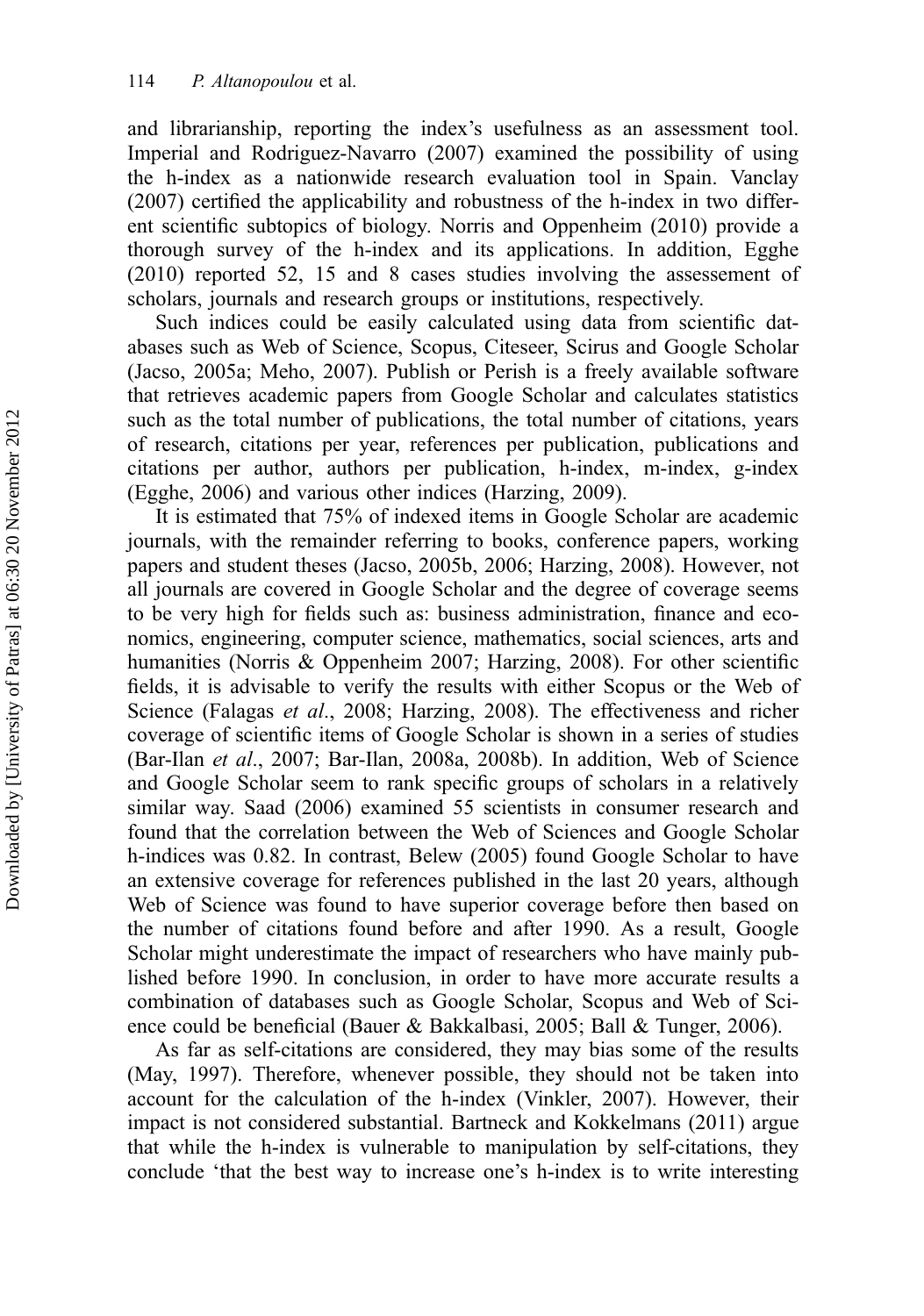and librarianship, reporting the index's usefulness as an assessment tool. Imperial and Rodriguez-Navarro (2007) examined the possibility of using the h-index as a nationwide research evaluation tool in Spain. Vanclay (2007) certified the applicability and robustness of the h-index in two different scientific subtopics of biology. Norris and Oppenheim (2010) provide a thorough survey of the h-index and its applications. In addition, Egghe (2010) reported 52, 15 and 8 cases studies involving the assessement of scholars, journals and research groups or institutions, respectively.

Such indices could be easily calculated using data from scientific databases such as Web of Science, Scopus, Citeseer, Scirus and Google Scholar (Jacso, 2005a; Meho, 2007). Publish or Perish is a freely available software that retrieves academic papers from Google Scholar and calculates statistics such as the total number of publications, the total number of citations, years of research, citations per year, references per publication, publications and citations per author, authors per publication, h-index, m-index, g-index (Egghe, 2006) and various other indices (Harzing, 2009).

It is estimated that 75% of indexed items in Google Scholar are academic journals, with the remainder referring to books, conference papers, working papers and student theses (Jacso, 2005b, 2006; Harzing, 2008). However, not all journals are covered in Google Scholar and the degree of coverage seems to be very high for fields such as: business administration, finance and economics, engineering, computer science, mathematics, social sciences, arts and humanities (Norris & Oppenheim 2007; Harzing, 2008). For other scientific fields, it is advisable to verify the results with either Scopus or the Web of Science (Falagas *et al*., 2008; Harzing, 2008). The effectiveness and richer coverage of scientific items of Google Scholar is shown in a series of studies (Bar-Ilan *et al*., 2007; Bar-Ilan, 2008a, 2008b). In addition, Web of Science and Google Scholar seem to rank specific groups of scholars in a relatively similar way. Saad (2006) examined 55 scientists in consumer research and found that the correlation between the Web of Sciences and Google Scholar h-indices was 0.82. In contrast, Belew (2005) found Google Scholar to have an extensive coverage for references published in the last 20 years, although Web of Science was found to have superior coverage before then based on the number of citations found before and after 1990. As a result, Google Scholar might underestimate the impact of researchers who have mainly published before 1990. In conclusion, in order to have more accurate results a combination of databases such as Google Scholar, Scopus and Web of Science could be beneficial (Bauer & Bakkalbasi, 2005; Ball & Tunger, 2006).

As far as self-citations are considered, they may bias some of the results (May, 1997). Therefore, whenever possible, they should not be taken into account for the calculation of the h-index (Vinkler, 2007). However, their impact is not considered substantial. Bartneck and Kokkelmans (2011) argue that while the h-index is vulnerable to manipulation by self-citations, they conclude 'that the best way to increase one's h-index is to write interesting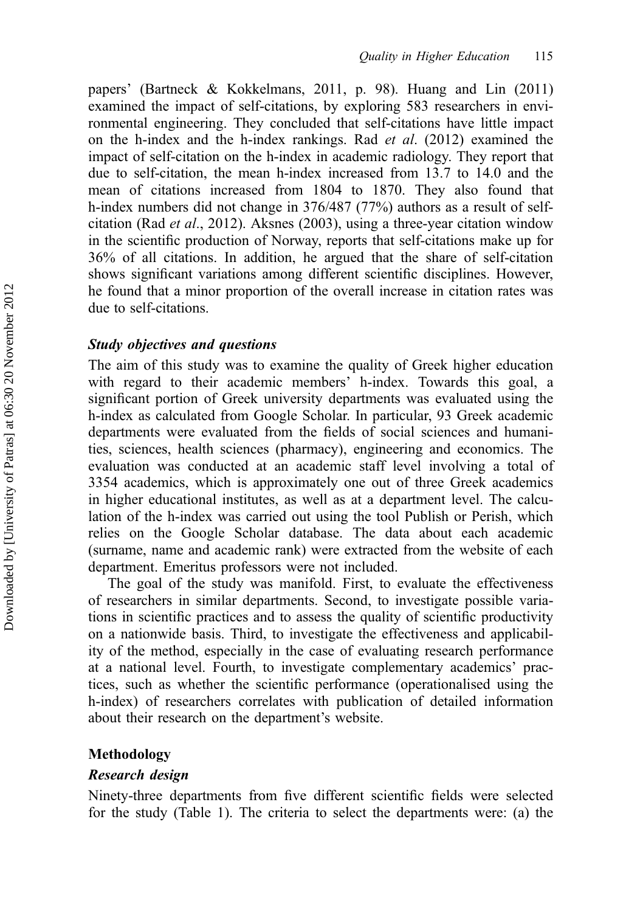papers' (Bartneck & Kokkelmans, 2011, p. 98). Huang and Lin (2011) examined the impact of self-citations, by exploring 583 researchers in environmental engineering. They concluded that self-citations have little impact on the h-index and the h-index rankings. Rad *et al*. (2012) examined the impact of self-citation on the h-index in academic radiology. They report that due to self-citation, the mean h-index increased from 13.7 to 14.0 and the mean of citations increased from 1804 to 1870. They also found that h-index numbers did not change in 376/487 (77%) authors as a result of self-citation (Rad *et al*., 2012). Aksnes (2003), using a three-year citation window in the scientific production of Norway, reports that self-citations make up for 36% of all citations. In addition, he argued that the share of self-citation shows significant variations among different scientific disciplines. However, he found that a minor proportion of the overall increase in citation rates was due to self-citations.

### *Study objectives and questions*

The aim of this study was to examine the quality of Greek higher education with regard to their academic members' h-index. Towards this goal, a significant portion of Greek university departments was evaluated using the h-index as calculated from Google Scholar. In particular, 93 Greek academic departments were evaluated from the fields of social sciences and humanities, sciences, health sciences (pharmacy), engineering and economics. The evaluation was conducted at an academic staff level involving a total of 3354 academics, which is approximately one out of three Greek academics in higher educational institutes, as well as at a department level. The calculation of the h-index was carried out using the tool Publish or Perish, which relies on the Google Scholar database. The data about each academic (surname, name and academic rank) were extracted from the website of each department. Emeritus professors were not included.

The goal of the study was manifold. First, to evaluate the effectiveness of researchers in similar departments. Second, to investigate possible variations in scientific practices and to assess the quality of scientific productivity on a nationwide basis. Third, to investigate the effectiveness and applicability of the method, especially in the case of evaluating research performance at a national level. Fourth, to investigate complementary academics' practices, such as whether the scientific performance (operationalised using the h-index) of researchers correlates with publication of detailed information about their research on the department's website.

## Methodology

### *Research design*

Ninety-three departments from five different scientific fields were selected for the study (Table 1). The criteria to select the departments were: (a) the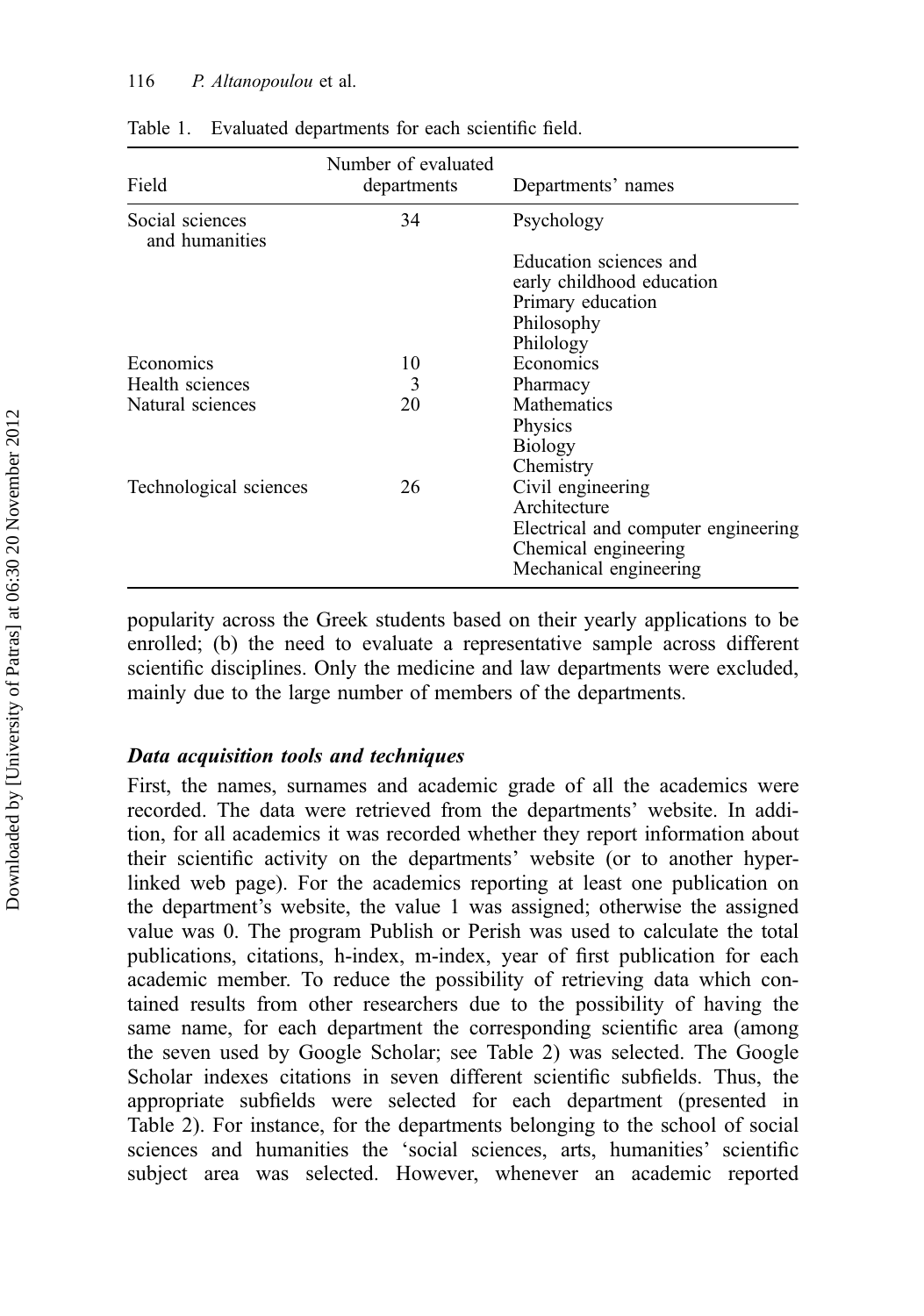Table 1. Evaluated departments for each scientific field.

| Field | Number of evaluated departments | Departments' names |
|---|---|---|
| Social sciences and humanities | 34 | Psychology |
| | | Education sciences and early childhood education |
| | | Primary education |
| | | Philosophy |
| | | Philology |
| Economics | 10 | Economics |
| Health sciences | 3 | Pharmacy |
| Natural sciences | 20 | Mathematics |
| | | Physics |
| | | Biology |
| | | Chemistry |
| Technological sciences | 26 | Civil engineering |
| | | Architecture |
| | | Electrical and computer engineering |
| | | Chemical engineering |
| | | Mechanical engineering |

popularity across the Greek students based on their yearly applications to be enrolled; (b) the need to evaluate a representative sample across different scientific disciplines. Only the medicine and law departments were excluded, mainly due to the large number of members of the departments.

### *Data acquisition tools and techniques*

First, the names, surnames and academic grade of all the academics were recorded. The data were retrieved from the departments' website. In addition, for all academics it was recorded whether they report information about their scientific activity on the departments' website (or to another hyperlinked web page). For the academics reporting at least one publication on the department's website, the value 1 was assigned; otherwise the assigned value was 0. The program Publish or Perish was used to calculate the total publications, citations, h-index, m-index, year of first publication for each academic member. To reduce the possibility of retrieving data which contained results from other researchers due to the possibility of having the same name, for each department the corresponding scientific area (among the seven used by Google Scholar; see Table 2) was selected. The Google Scholar indexes citations in seven different scientific subfields. Thus, the appropriate subfields were selected for each department (presented in Table 2). For instance, for the departments belonging to the school of social sciences and humanities the 'social sciences, arts, humanities' scientific subject area was selected. However, whenever an academic reported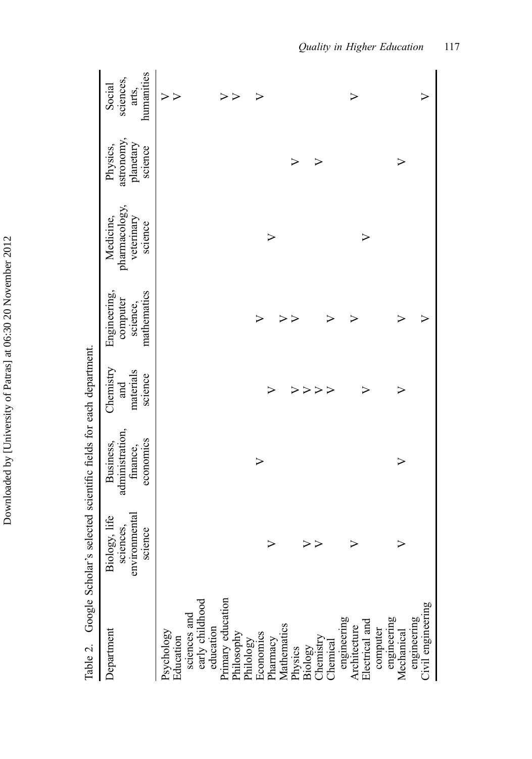Table 2. Google Scholar's selected scientific fields for each department.

| Department | Biology, life sciences, environmental science | Business, administration, finance, economics | Chemistry and materials science | Engineering, computer science, mathematics | Medicine, pharmacology, veterinary science | Physics, astronomy, planetary science | Social sciences, arts, humanities |
|---|---|---|---|---|---|---|---|
| Psychology | | | | | | | V |
| Education sciences and early childhood education | | | | | | | V |
| Primary education | | | | | | | V |
| Philosophy | | | | | | | V |
| Philology | | | | | | | |
| Economics | | V | | V | | | V |
| Pharmacy | V | | V | | V | | |
| Mathematics | | | | V | | | |
| Physics | | | V | V | | V | |
| Biology | V | | V | | | | |
| Chemistry | V | | V | | | V | |
| Chemical engineering | | | V | V | | | |
| Architecture | V | | | V | | | V |
| Electrical and computer engineering | | | V | | V | | |
| Mechanical engineering | V | V | V | V | | V | |
| Civil engineering | | | | V | | | V |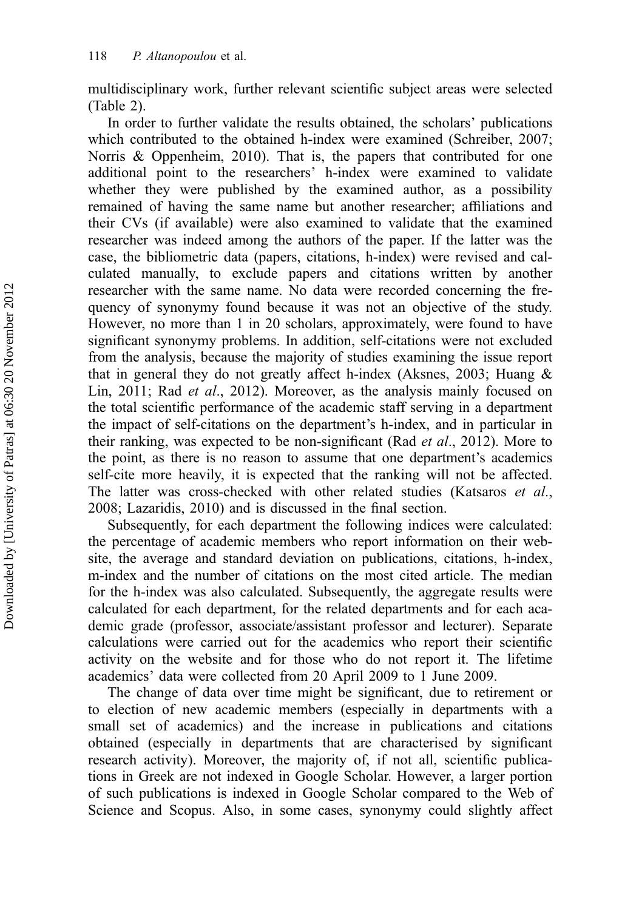multidisciplinary work, further relevant scientific subject areas were selected (Table 2).

In order to further validate the results obtained, the scholars' publications which contributed to the obtained h-index were examined (Schreiber, 2007; Norris & Oppenheim, 2010). That is, the papers that contributed for one additional point to the researchers' h-index were examined to validate whether they were published by the examined author, as a possibility remained of having the same name but another researcher; affiliations and their CVs (if available) were also examined to validate that the examined researcher was indeed among the authors of the paper. If the latter was the case, the bibliometric data (papers, citations, h-index) were revised and calculated manually, to exclude papers and citations written by another researcher with the same name. No data were recorded concerning the frequency of synonymy found because it was not an objective of the study. However, no more than 1 in 20 scholars, approximately, were found to have significant synonymy problems. In addition, self-citations were not excluded from the analysis, because the majority of studies examining the issue report that in general they do not greatly affect h-index (Aksnes, 2003; Huang & Lin, 2011; Rad *et al*., 2012). Moreover, as the analysis mainly focused on the total scientific performance of the academic staff serving in a department the impact of self-citations on the department's h-index, and in particular in their ranking, was expected to be non-significant (Rad *et al*., 2012). More to the point, as there is no reason to assume that one department's academics self-cite more heavily, it is expected that the ranking will not be affected. The latter was cross-checked with other related studies (Katsaros *et al*., 2008; Lazaridis, 2010) and is discussed in the final section.

Subsequently, for each department the following indices were calculated: the percentage of academic members who report information on their website, the average and standard deviation on publications, citations, h-index, m-index and the number of citations on the most cited article. The median for the h-index was also calculated. Subsequently, the aggregate results were calculated for each department, for the related departments and for each academic grade (professor, associate/assistant professor and lecturer). Separate calculations were carried out for the academics who report their scientific activity on the website and for those who do not report it. The lifetime academics' data were collected from 20 April 2009 to 1 June 2009.

The change of data over time might be significant, due to retirement or to election of new academic members (especially in departments with a small set of academics) and the increase in publications and citations obtained (especially in departments that are characterised by significant research activity). Moreover, the majority of, if not all, scientific publications in Greek are not indexed in Google Scholar. However, a larger portion of such publications is indexed in Google Scholar compared to the Web of Science and Scopus. Also, in some cases, synonymy could slightly affect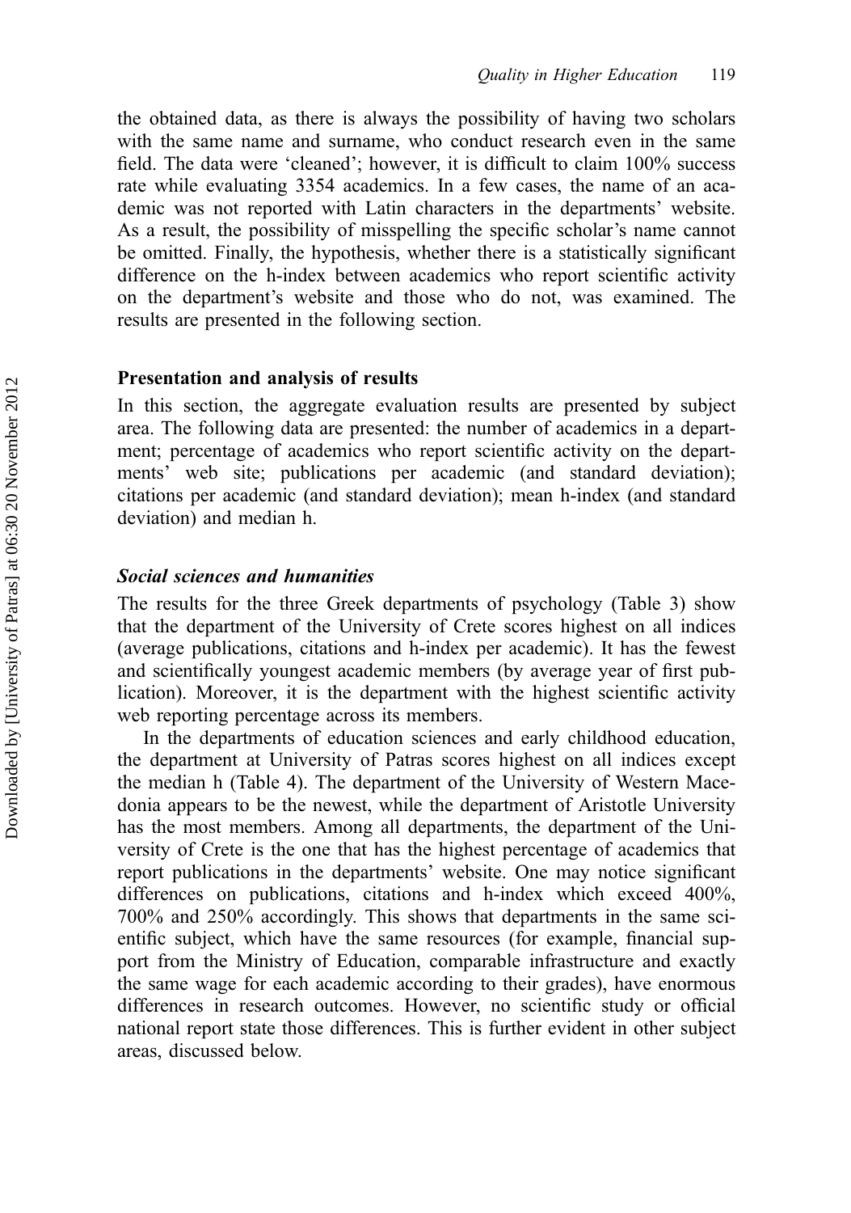the obtained data, as there is always the possibility of having two scholars with the same name and surname, who conduct research even in the same field. The data were 'cleaned'; however, it is difficult to claim 100% success rate while evaluating 3354 academics. In a few cases, the name of an academic was not reported with Latin characters in the departments' website. As a result, the possibility of misspelling the specific scholar's name cannot be omitted. Finally, the hypothesis, whether there is a statistically significant difference on the h-index between academics who report scientific activity on the department's website and those who do not, was examined. The results are presented in the following section.

## Presentation and analysis of results

In this section, the aggregate evaluation results are presented by subject area. The following data are presented: the number of academics in a department; percentage of academics who report scientific activity on the departments' web site; publications per academic (and standard deviation); citations per academic (and standard deviation); mean h-index (and standard deviation) and median h.

### *Social sciences and humanities*

The results for the three Greek departments of psychology (Table 3) show that the department of the University of Crete scores highest on all indices (average publications, citations and h-index per academic). It has the fewest and scientifically youngest academic members (by average year of first publication). Moreover, it is the department with the highest scientific activity web reporting percentage across its members.

In the departments of education sciences and early childhood education, the department at University of Patras scores highest on all indices except the median h (Table 4). The department of the University of Western Macedonia appears to be the newest, while the department of Aristotle University has the most members. Among all departments, the department of the University of Crete is the one that has the highest percentage of academics that report publications in the departments' website. One may notice significant differences on publications, citations and h-index which exceed 400%, 700% and 250% accordingly. This shows that departments in the same scientific subject, which have the same resources (for example, financial support from the Ministry of Education, comparable infrastructure and exactly the same wage for each academic according to their grades), have enormous differences in research outcomes. However, no scientific study or official national report state those differences. This is further evident in other subject areas, discussed below.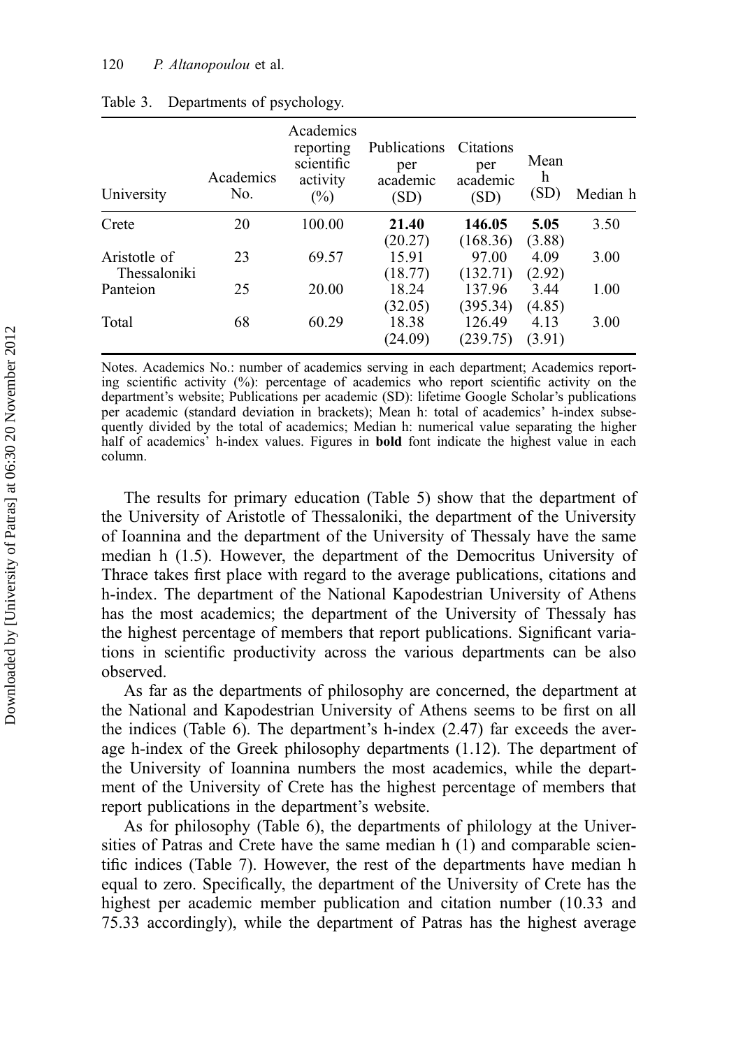Table 3. Departments of psychology.

| University | Academics No. | Academics reporting scientific activity (%) | Publications per academic (SD) | Citations per academic (SD) | Mean h (SD) | Median h |
|---|---|---|---|---|---|---|
| Crete | 20 | 100.00 | **21.40** (20.27) | **146.05** (168.36) | **5.05** (3.88) | 3.50 |
| Aristotle of Thessaloniki | 23 | 69.57 | 15.91 (18.77) | 97.00 (132.71) | 4.09 (2.92) | 3.00 |
| Panteion | 25 | 20.00 | 18.24 (32.05) | 137.96 (395.34) | 3.44 (4.85) | 1.00 |
| Total | 68 | 60.29 | 18.38 (24.09) | 126.49 (239.75) | 4.13 (3.91) | 3.00 |

Notes. Academics No.: number of academics serving in each department; Academics reporting scientific activity (%): percentage of academics who report scientific activity on the department's website; Publications per academic (SD): lifetime Google Scholar's publications per academic (standard deviation in brackets); Mean h: total of academics' h-index subsequently divided by the total of academics; Median h: numerical value separating the higher half of academics' h-index values. Figures in **bold** font indicate the highest value in each column.

The results for primary education (Table 5) show that the department of the University of Aristotle of Thessaloniki, the department of the University of Ioannina and the department of the University of Thessaly have the same median h (1.5). However, the department of the Democritus University of Thrace takes first place with regard to the average publications, citations and h-index. The department of the National Kapodestrian University of Athens has the most academics; the department of the University of Thessaly has the highest percentage of members that report publications. Significant variations in scientific productivity across the various departments can be also observed.

As far as the departments of philosophy are concerned, the department at the National and Kapodestrian University of Athens seems to be first on all the indices (Table 6). The department's h-index (2.47) far exceeds the average h-index of the Greek philosophy departments (1.12). The department of the University of Ioannina numbers the most academics, while the department of the University of Crete has the highest percentage of members that report publications in the department's website.

As for philosophy (Table 6), the departments of philology at the Universities of Patras and Crete have the same median h (1) and comparable scientific indices (Table 7). However, the rest of the departments have median h equal to zero. Specifically, the department of the University of Crete has the highest per academic member publication and citation number (10.33 and 75.33 accordingly), while the department of Patras has the highest average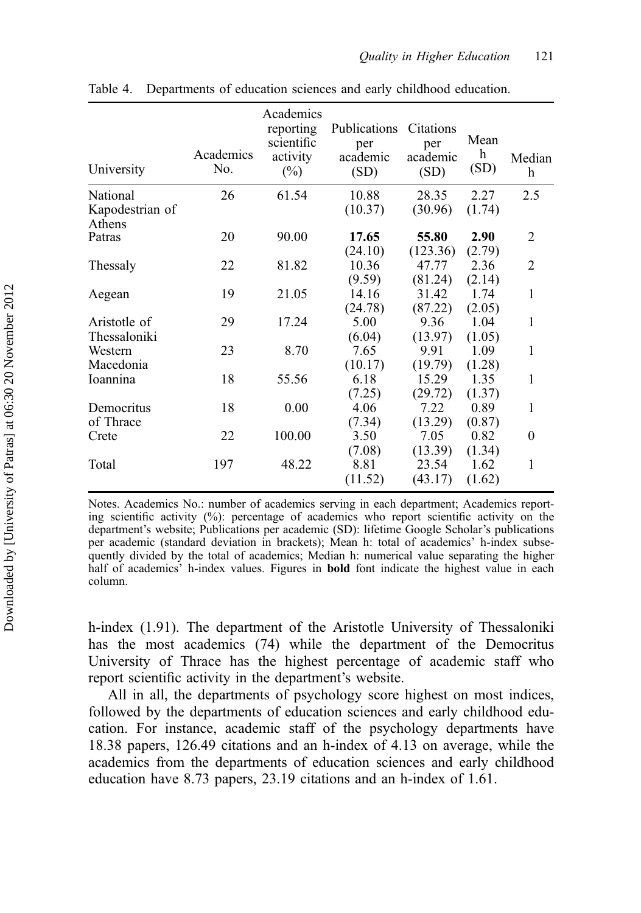Table 4. Departments of education sciences and early childhood education.

| University | Academics No. | Academics reporting scientific activity (%) | Publications per academic (SD) | Citations per academic (SD) | Mean h (SD) | Median h |
|---|---|---|---|---|---|---|
| National Kapodestrian of Athens | 26 | 61.54 | 10.88 (10.37) | 28.35 (30.96) | 2.27 (1.74) | 2.5 |
| Patras | 20 | 90.00 | **17.65** (24.10) | **55.80** (123.36) | **2.90** (2.79) | 2 |
| Thessaly | 22 | 81.82 | 10.36 (9.59) | 47.77 (81.24) | 2.36 (2.14) | 2 |
| Aegean | 19 | 21.05 | 14.16 (24.78) | 31.42 (87.22) | 1.74 (2.05) | 1 |
| Aristotle of Thessaloniki | 29 | 17.24 | 5.00 (6.04) | 9.36 (13.97) | 1.04 (1.05) | 1 |
| Western Macedonia | 23 | 8.70 | 7.65 (10.17) | 9.91 (19.79) | 1.09 (1.28) | 1 |
| Ioannina | 18 | 55.56 | 6.18 (7.25) | 15.29 (29.72) | 1.35 (1.37) | 1 |
| Democritus of Thrace | 18 | 0.00 | 4.06 (7.34) | 7.22 (13.29) | 0.89 (0.87) | 1 |
| Crete | 22 | 100.00 | 3.50 (7.08) | 7.05 (13.39) | 0.82 (1.34) | 0 |
| Total | 197 | 48.22 | 8.81 (11.52) | 23.54 (43.17) | 1.62 (1.62) | 1 |

Notes. Academics No.: number of academics serving in each department; Academics reporting scientific activity (%): percentage of academics who report scientific activity on the department's website; Publications per academic (SD): lifetime Google Scholar's publications per academic (standard deviation in brackets); Mean h: total of academics' h-index subsequently divided by the total of academics; Median h: numerical value separating the higher half of academics' h-index values. Figures in **bold** font indicate the highest value in each column.

h-index (1.91). The department of the Aristotle University of Thessaloniki has the most academics (74) while the department of the Democritus University of Thrace has the highest percentage of academic staff who report scientific activity in the department's website.

All in all, the departments of psychology score highest on most indices, followed by the departments of education sciences and early childhood education. For instance, academic staff of the psychology departments have 18.38 papers, 126.49 citations and an h-index of 4.13 on average, while the academics from the departments of education sciences and early childhood education have 8.73 papers, 23.19 citations and an h-index of 1.61.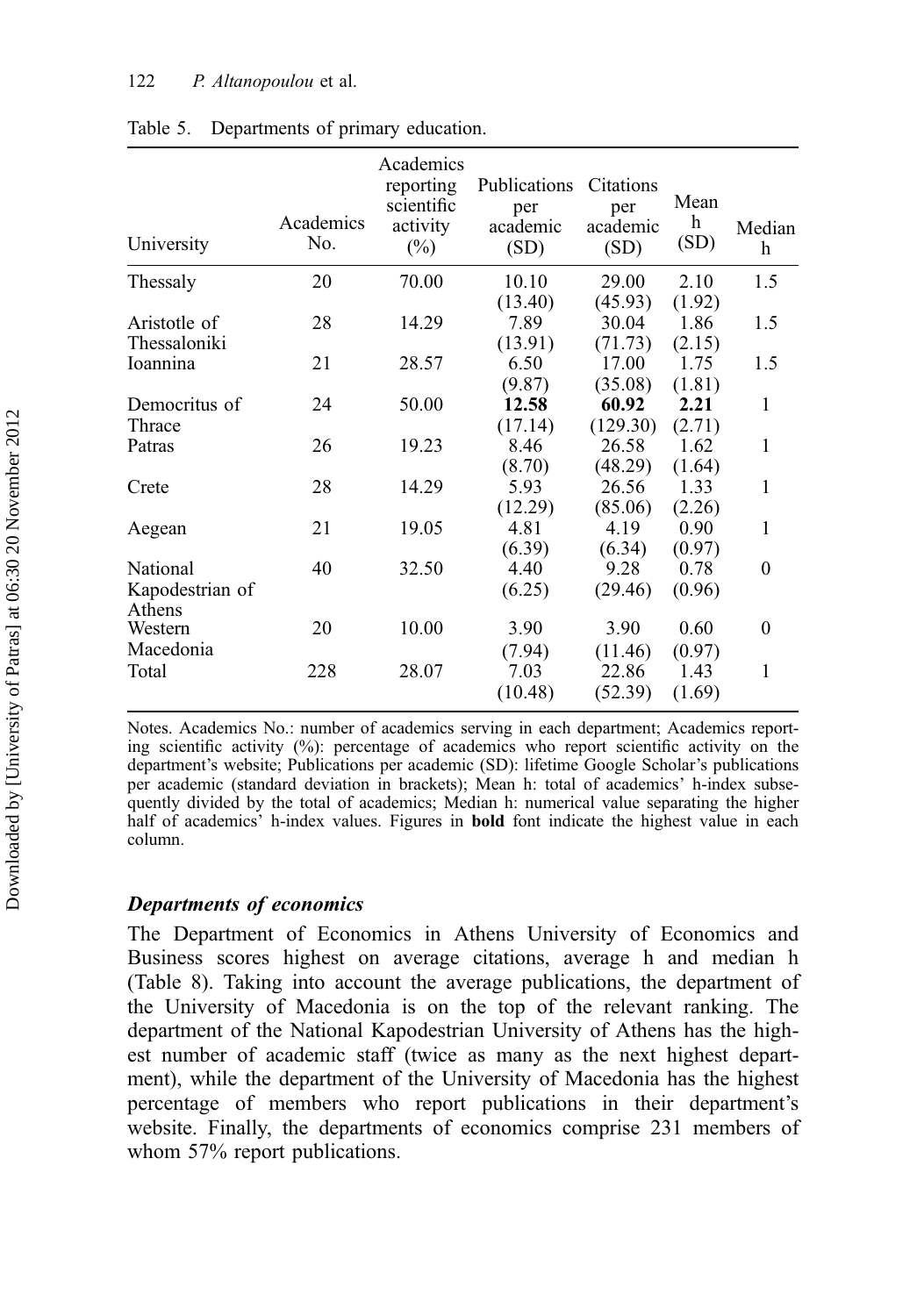Table 5. Departments of primary education.

| University | Academics No. | Academics reporting scientific activity (%) | Publications per academic (SD) | Citations per academic (SD) | Mean h (SD) | Median h |
|---|---|---|---|---|---|---|
| Thessaly | 20 | 70.00 | 10.10 (13.40) | 29.00 (45.93) | 2.10 (1.92) | 1.5 |
| Aristotle of Thessaloniki | 28 | 14.29 | 7.89 (13.91) | 30.04 (71.73) | 1.86 (2.15) | 1.5 |
| Ioannina | 21 | 28.57 | 6.50 (9.87) | 17.00 (35.08) | 1.75 (1.81) | 1.5 |
| Democritus of Thrace | 24 | 50.00 | **12.58** (17.14) | **60.92** (129.30) | **2.21** (2.71) | 1 |
| Patras | 26 | 19.23 | 8.46 (8.70) | 26.58 (48.29) | 1.62 (1.64) | 1 |
| Crete | 28 | 14.29 | 5.93 (12.29) | 26.56 (85.06) | 1.33 (2.26) | 1 |
| Aegean | 21 | 19.05 | 4.81 (6.39) | 4.19 (6.34) | 0.90 (0.97) | 1 |
| National Kapodestrian of Athens | 40 | 32.50 | 4.40 (6.25) | 9.28 (29.46) | 0.78 (0.96) | 0 |
| Western Macedonia | 20 | 10.00 | 3.90 (7.94) | 3.90 (11.46) | 0.60 (0.97) | 0 |
| Total | 228 | 28.07 | 7.03 (10.48) | 22.86 (52.39) | 1.43 (1.69) | 1 |

Notes. Academics No.: number of academics serving in each department; Academics reporting scientific activity (%): percentage of academics who report scientific activity on the department's website; Publications per academic (SD): lifetime Google Scholar's publications per academic (standard deviation in brackets); Mean h: total of academics' h-index subsequently divided by the total of academics; Median h: numerical value separating the higher half of academics' h-index values. Figures in **bold** font indicate the highest value in each column.

### *Departments of economics*

The Department of Economics in Athens University of Economics and Business scores highest on average citations, average h and median h (Table 8). Taking into account the average publications, the department of the University of Macedonia is on the top of the relevant ranking. The department of the National Kapodestrian University of Athens has the highest number of academic staff (twice as many as the next highest department), while the department of the University of Macedonia has the highest percentage of members who report publications in their department's website. Finally, the departments of economics comprise 231 members of whom 57% report publications.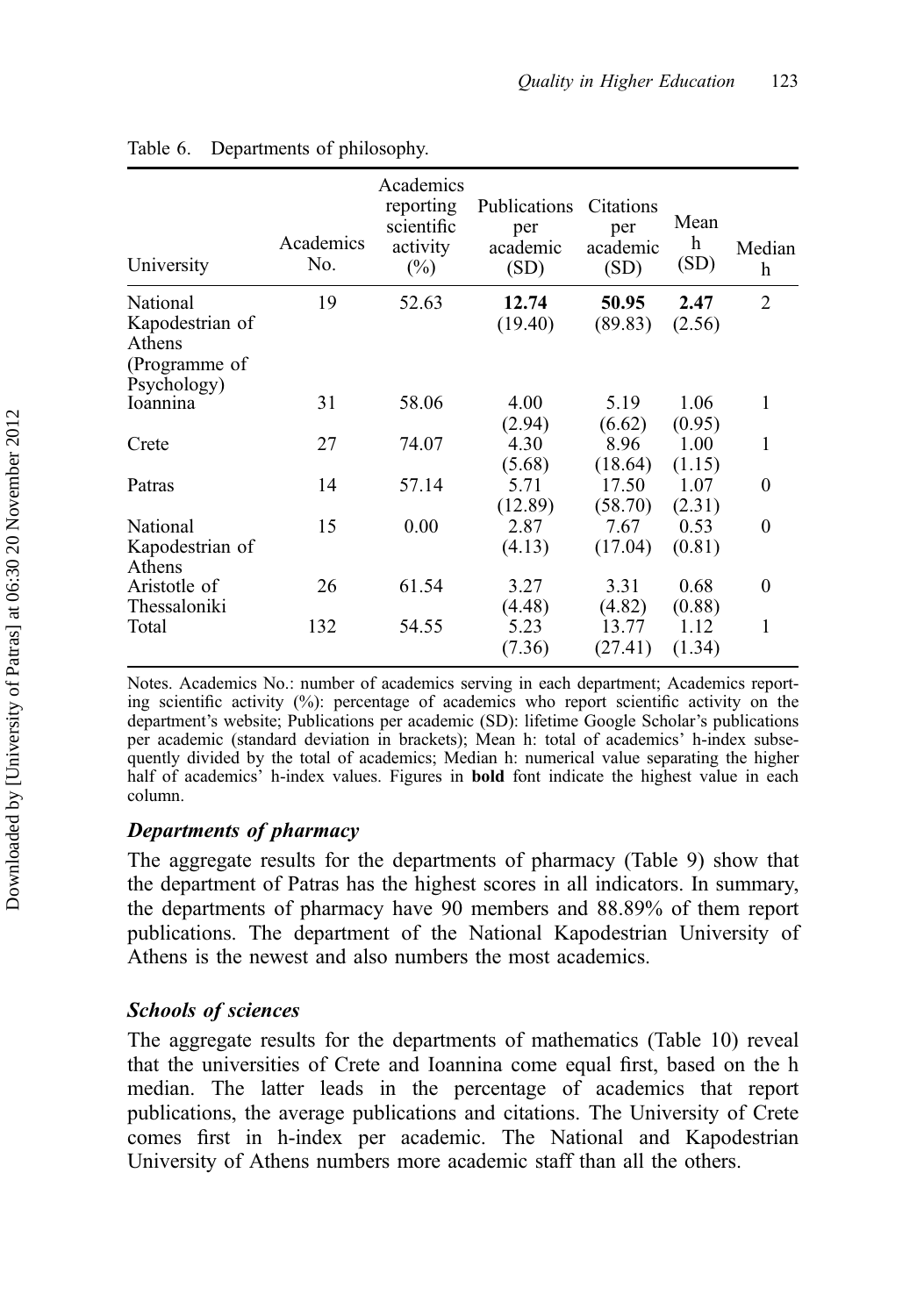Table 6. Departments of philosophy.

| University | Academics No. | Academics reporting scientific activity (%) | Publications per academic (SD) | Citations per academic (SD) | Mean h (SD) | Median h |
|---|---|---|---|---|---|---|
| National Kapodestrian of Athens (Programme of Psychology) | 19 | 52.63 | **12.74** (19.40) | **50.95** (89.83) | **2.47** (2.56) | 2 |
| Ioannina | 31 | 58.06 | 4.00 (2.94) | 5.19 (6.62) | 1.06 (0.95) | 1 |
| Crete | 27 | 74.07 | 4.30 (5.68) | 8.96 (18.64) | 1.00 (1.15) | 1 |
| Patras | 14 | 57.14 | 5.71 (12.89) | 17.50 (58.70) | 1.07 (2.31) | 0 |
| National Kapodestrian of Athens | 15 | 0.00 | 2.87 (4.13) | 7.67 (17.04) | 0.53 (0.81) | 0 |
| Aristotle of Thessaloniki | 26 | 61.54 | 3.27 (4.48) | 3.31 (4.82) | 0.68 (0.88) | 0 |
| Total | 132 | 54.55 | 5.23 (7.36) | 13.77 (27.41) | 1.12 (1.34) | 1 |

Notes. Academics No.: number of academics serving in each department; Academics reporting scientific activity (%): percentage of academics who report scientific activity on the department's website; Publications per academic (SD): lifetime Google Scholar's publications per academic (standard deviation in brackets); Mean h: total of academics' h-index subsequently divided by the total of academics; Median h: numerical value separating the higher half of academics' h-index values. Figures in **bold** font indicate the highest value in each column.

### *Departments of pharmacy*

The aggregate results for the departments of pharmacy (Table 9) show that the department of Patras has the highest scores in all indicators. In summary, the departments of pharmacy have 90 members and 88.89% of them report publications. The department of the National Kapodestrian University of Athens is the newest and also numbers the most academics.

### *Schools of sciences*

The aggregate results for the departments of mathematics (Table 10) reveal that the universities of Crete and Ioannina come equal first, based on the h median. The latter leads in the percentage of academics that report publications, the average publications and citations. The University of Crete comes first in h-index per academic. The National and Kapodestrian University of Athens numbers more academic staff than all the others.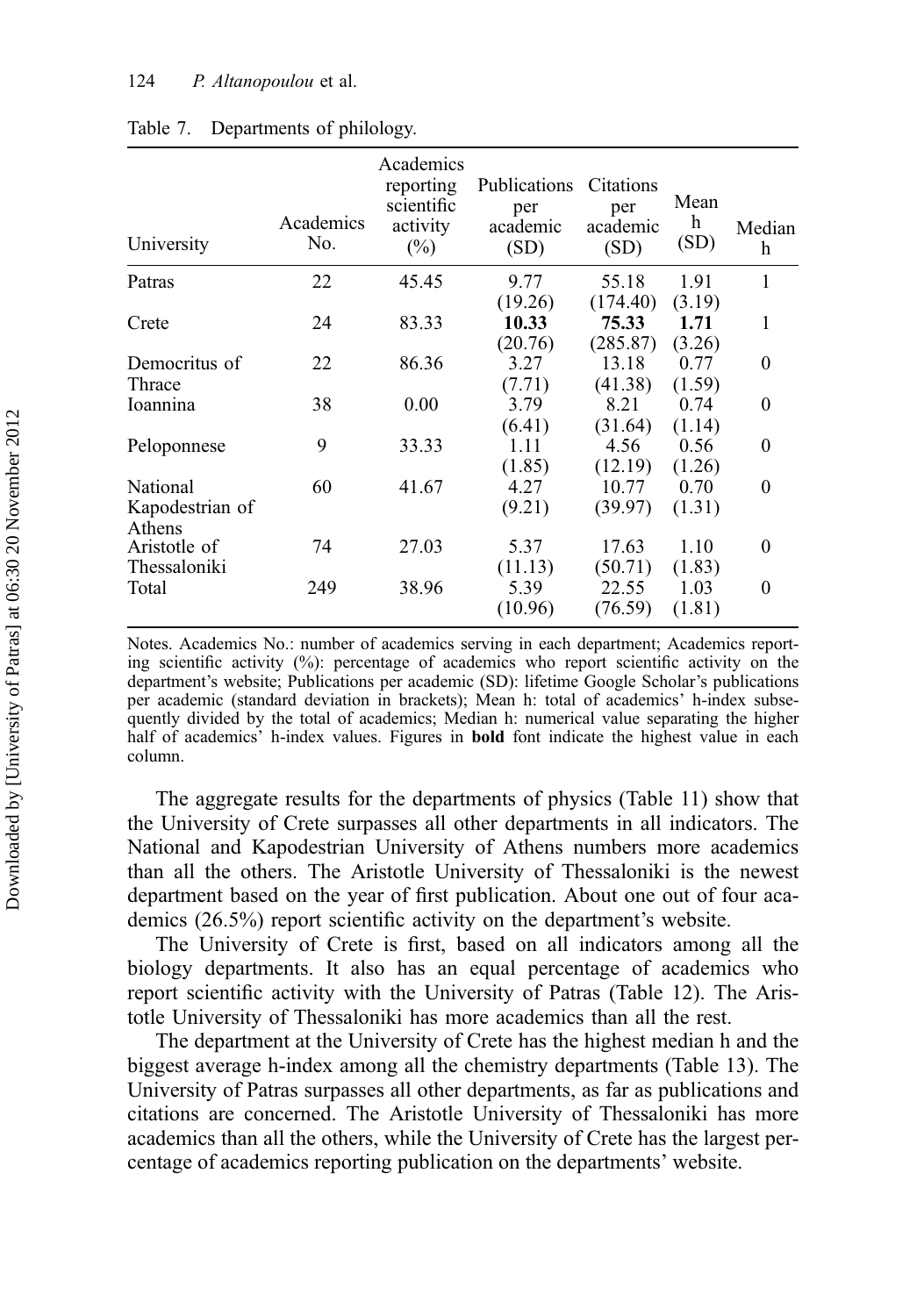Table 7. Departments of philology.

| University | Academics No. | Academics reporting scientific activity (%) | Publications per academic (SD) | Citations per academic (SD) | Mean h (SD) | Median h |
|---|---|---|---|---|---|---|
| Patras | 22 | 45.45 | 9.77 (19.26) | 55.18 (174.40) | 1.91 (3.19) | 1 |
| Crete | 24 | 83.33 | **10.33** (20.76) | **75.33** (285.87) | **1.71** (3.26) | 1 |
| Democritus of Thrace | 22 | 86.36 | 3.27 (7.71) | 13.18 (41.38) | 0.77 (1.59) | 0 |
| Ioannina | 38 | 0.00 | 3.79 (6.41) | 8.21 (31.64) | 0.74 (1.14) | 0 |
| Peloponnese | 9 | 33.33 | 1.11 (1.85) | 4.56 (12.19) | 0.56 (1.26) | 0 |
| National Kapodestrian of Athens | 60 | 41.67 | 4.27 (9.21) | 10.77 (39.97) | 0.70 (1.31) | 0 |
| Aristotle of Thessaloniki | 74 | 27.03 | 5.37 (11.13) | 17.63 (50.71) | 1.10 (1.83) | 0 |
| Total | 249 | 38.96 | 5.39 (10.96) | 22.55 (76.59) | 1.03 (1.81) | 0 |

Notes. Academics No.: number of academics serving in each department; Academics reporting scientific activity (%): percentage of academics who report scientific activity on the department's website; Publications per academic (SD): lifetime Google Scholar's publications per academic (standard deviation in brackets); Mean h: total of academics' h-index subsequently divided by the total of academics; Median h: numerical value separating the higher half of academics' h-index values. Figures in **bold** font indicate the highest value in each column.

The aggregate results for the departments of physics (Table 11) show that the University of Crete surpasses all other departments in all indicators. The National and Kapodestrian University of Athens numbers more academics than all the others. The Aristotle University of Thessaloniki is the newest department based on the year of first publication. About one out of four academics (26.5%) report scientific activity on the department's website.

The University of Crete is first, based on all indicators among all the biology departments. It also has an equal percentage of academics who report scientific activity with the University of Patras (Table 12). The Aristotle University of Thessaloniki has more academics than all the rest.

The department at the University of Crete has the highest median h and the biggest average h-index among all the chemistry departments (Table 13). The University of Patras surpasses all other departments, as far as publications and citations are concerned. The Aristotle University of Thessaloniki has more academics than all the others, while the University of Crete has the largest percentage of academics reporting publication on the departments' website.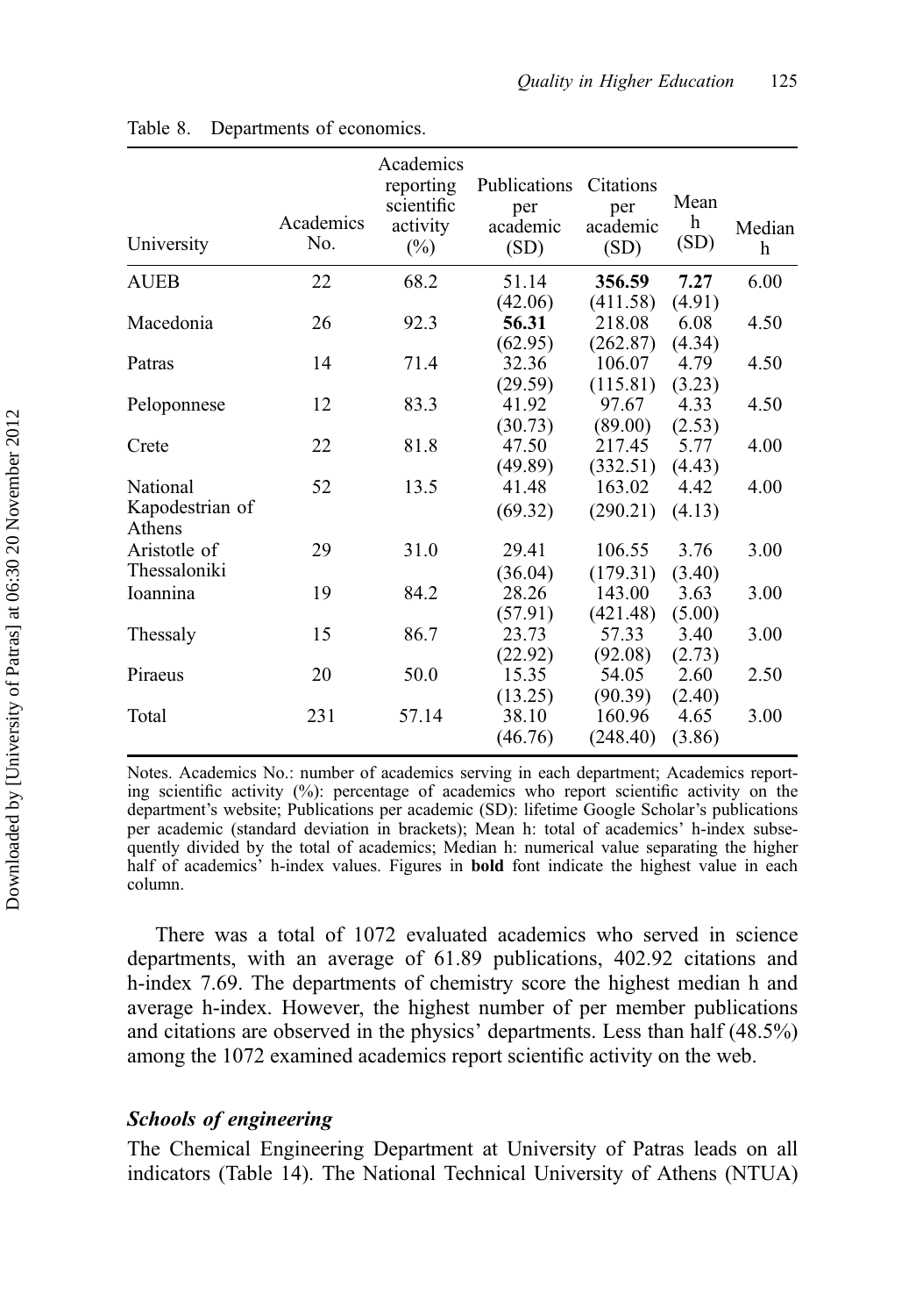Table 8. Departments of economics.

| University | Academics No. | Academics reporting scientific activity (%) | Publications per academic (SD) | Citations per academic (SD) | Mean h (SD) | Median h |
|---|---|---|---|---|---|---|
| AUEB | 22 | 68.2 | 51.14 (42.06) | **356.59** (411.58) | **7.27** (4.91) | 6.00 |
| Macedonia | 26 | 92.3 | **56.31** (62.95) | 218.08 (262.87) | 6.08 (4.34) | 4.50 |
| Patras | 14 | 71.4 | 32.36 (29.59) | 106.07 (115.81) | 4.79 (3.23) | 4.50 |
| Peloponnese | 12 | 83.3 | 41.92 (30.73) | 97.67 (89.00) | 4.33 (2.53) | 4.50 |
| Crete | 22 | 81.8 | 47.50 (49.89) | 217.45 (332.51) | 5.77 (4.43) | 4.00 |
| National Kapodestrian of Athens | 52 | 13.5 | 41.48 (69.32) | 163.02 (290.21) | 4.42 (4.13) | 4.00 |
| Aristotle of Thessaloniki | 29 | 31.0 | 29.41 (36.04) | 106.55 (179.31) | 3.76 (3.40) | 3.00 |
| Ioannina | 19 | 84.2 | 28.26 (57.91) | 143.00 (421.48) | 3.63 (5.00) | 3.00 |
| Thessaly | 15 | 86.7 | 23.73 (22.92) | 57.33 (92.08) | 3.40 (2.73) | 3.00 |
| Piraeus | 20 | 50.0 | 15.35 (13.25) | 54.05 (90.39) | 2.60 (2.40) | 2.50 |
| Total | 231 | 57.14 | 38.10 (46.76) | 160.96 (248.40) | 4.65 (3.86) | 3.00 |

Notes. Academics No.: number of academics serving in each department; Academics reporting scientific activity (%): percentage of academics who report scientific activity on the department's website; Publications per academic (SD): lifetime Google Scholar's publications per academic (standard deviation in brackets); Mean h: total of academics' h-index subsequently divided by the total of academics; Median h: numerical value separating the higher half of academics' h-index values. Figures in **bold** font indicate the highest value in each column.

There was a total of 1072 evaluated academics who served in science departments, with an average of 61.89 publications, 402.92 citations and h-index 7.69. The departments of chemistry score the highest median h and average h-index. However, the highest number of per member publications and citations are observed in the physics' departments. Less than half (48.5%) among the 1072 examined academics report scientific activity on the web.

### *Schools of engineering*

The Chemical Engineering Department at University of Patras leads on all indicators (Table 14). The National Technical University of Athens (NTUA)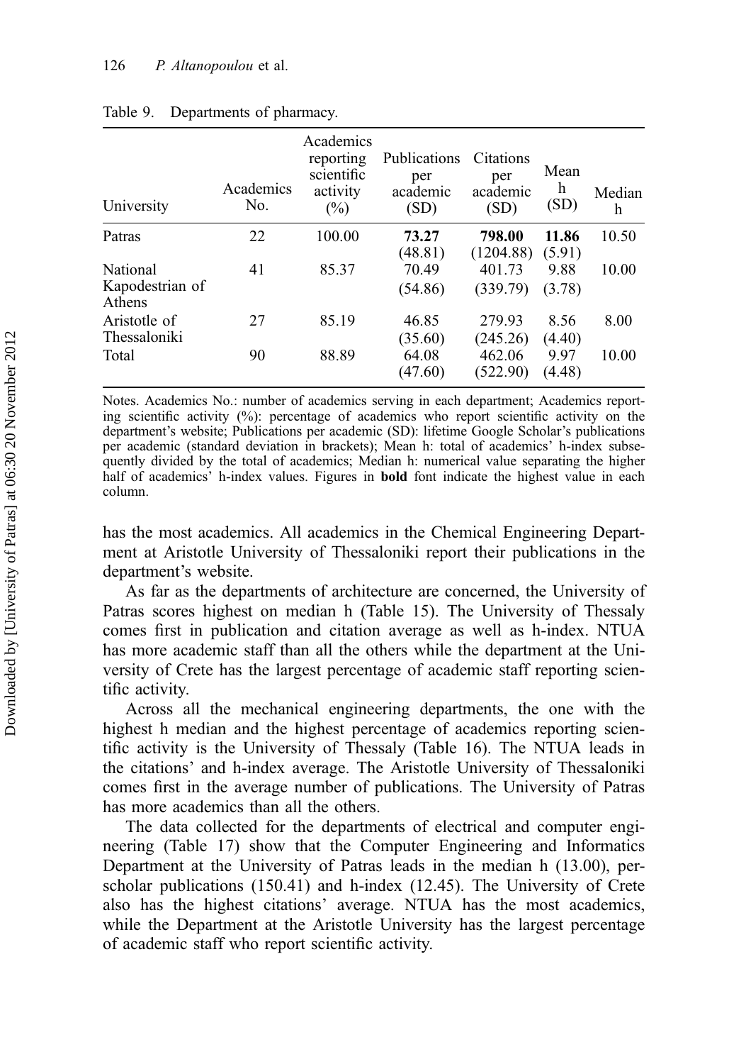Table 9. Departments of pharmacy.

| University | Academics No. | Academics reporting scientific activity (%) | Publications per academic (SD) | Citations per academic (SD) | Mean h (SD) | Median h |
|---|---|---|---|---|---|---|
| Patras | 22 | 100.00 | **73.27** (48.81) | **798.00** (1204.88) | **11.86** (5.91) | 10.50 |
| National Kapodestrian of Athens | 41 | 85.37 | 70.49 (54.86) | 401.73 (339.79) | 9.88 (3.78) | 10.00 |
| Aristotle of Thessaloniki | 27 | 85.19 | 46.85 (35.60) | 279.93 (245.26) | 8.56 (4.40) | 8.00 |
| Total | 90 | 88.89 | 64.08 (47.60) | 462.06 (522.90) | 9.97 (4.48) | 10.00 |

Notes. Academics No.: number of academics serving in each department; Academics reporting scientific activity (%): percentage of academics who report scientific activity on the department's website; Publications per academic (SD): lifetime Google Scholar's publications per academic (standard deviation in brackets); Mean h: total of academics' h-index subsequently divided by the total of academics; Median h: numerical value separating the higher half of academics' h-index values. Figures in **bold** font indicate the highest value in each column.

has the most academics. All academics in the Chemical Engineering Department at Aristotle University of Thessaloniki report their publications in the department's website.

As far as the departments of architecture are concerned, the University of Patras scores highest on median h (Table 15). The University of Thessaly comes first in publication and citation average as well as h-index. NTUA has more academic staff than all the others while the department at the University of Crete has the largest percentage of academic staff reporting scientific activity.

Across all the mechanical engineering departments, the one with the highest h median and the highest percentage of academics reporting scientific activity is the University of Thessaly (Table 16). The NTUA leads in the citations' and h-index average. The Aristotle University of Thessaloniki comes first in the average number of publications. The University of Patras has more academics than all the others.

The data collected for the departments of electrical and computer engineering (Table 17) show that the Computer Engineering and Informatics Department at the University of Patras leads in the median h (13.00), per-scholar publications (150.41) and h-index (12.45). The University of Crete also has the highest citations' average. NTUA has the most academics, while the Department at the Aristotle University has the largest percentage of academic staff who report scientific activity.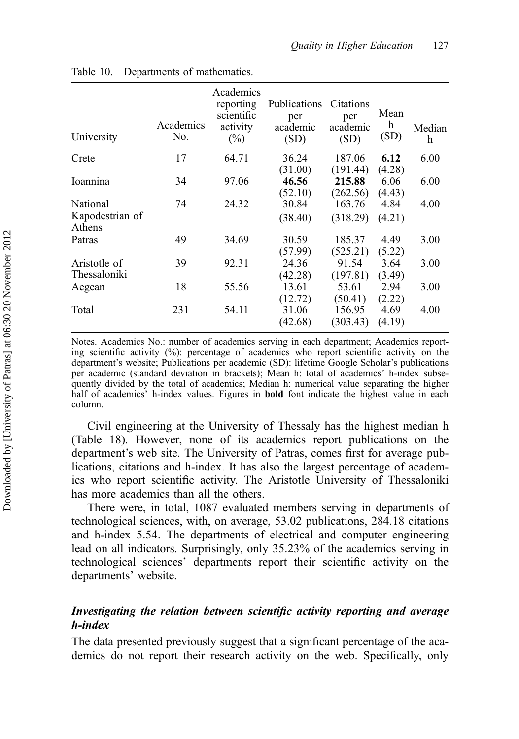Table 10. Departments of mathematics.

| University | Academics No. | Academics reporting scientific activity (%) | Publications per academic (SD) | Citations per academic (SD) | Mean h (SD) | Median h |
|---|---|---|---|---|---|---|
| Crete | 17 | 64.71 | 36.24 (31.00) | 187.06 (191.44) | **6.12** (4.28) | 6.00 |
| Ioannina | 34 | 97.06 | **46.56** (52.10) | **215.88** (262.56) | 6.06 (4.43) | 6.00 |
| National Kapodestrian of Athens | 74 | 24.32 | 30.84 (38.40) | 163.76 (318.29) | 4.84 (4.21) | 4.00 |
| Patras | 49 | 34.69 | 30.59 (57.99) | 185.37 (525.21) | 4.49 (5.22) | 3.00 |
| Aristotle of Thessaloniki | 39 | 92.31 | 24.36 (42.28) | 91.54 (197.81) | 3.64 (3.49) | 3.00 |
| Aegean | 18 | 55.56 | 13.61 (12.72) | 53.61 (50.41) | 2.94 (2.22) | 3.00 |
| Total | 231 | 54.11 | 31.06 (42.68) | 156.95 (303.43) | 4.69 (4.19) | 4.00 |

Notes. Academics No.: number of academics serving in each department; Academics reporting scientific activity (%): percentage of academics who report scientific activity on the department's website; Publications per academic (SD): lifetime Google Scholar's publications per academic (standard deviation in brackets); Mean h: total of academics' h-index subsequently divided by the total of academics; Median h: numerical value separating the higher half of academics' h-index values. Figures in **bold** font indicate the highest value in each column.

Civil engineering at the University of Thessaly has the highest median h (Table 18). However, none of its academics report publications on the department's web site. The University of Patras, comes first for average publications, citations and h-index. It has also the largest percentage of academics who report scientific activity. The Aristotle University of Thessaloniki has more academics than all the others.

There were, in total, 1087 evaluated members serving in departments of technological sciences, with, on average, 53.02 publications, 284.18 citations and h-index 5.54. The departments of electrical and computer engineering lead on all indicators. Surprisingly, only 35.23% of the academics serving in technological sciences' departments report their scientific activity on the departments' website.

### *Investigating the relation between scientific activity reporting and average h-index*

The data presented previously suggest that a significant percentage of the academics do not report their research activity on the web. Specifically, only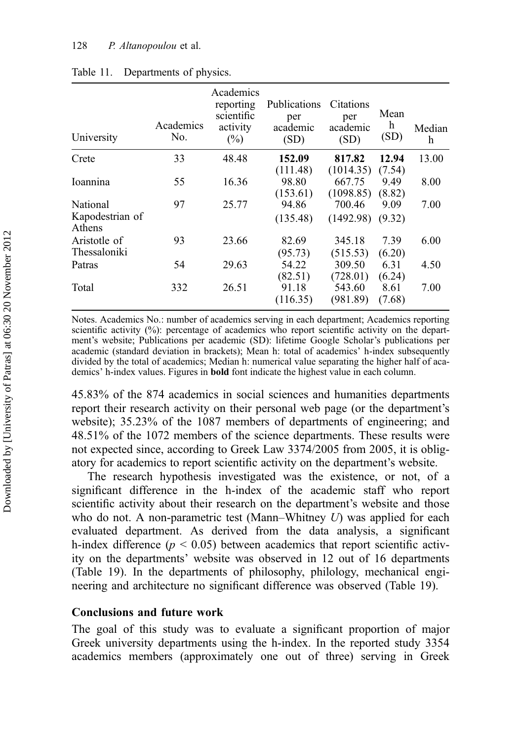Table 11. Departments of physics.

| University | Academics No. | Academics reporting scientific activity (%) | Publications per academic (SD) | Citations per academic (SD) | Mean h (SD) | Median h |
|---|---|---|---|---|---|---|
| Crete | 33 | 48.48 | **152.09** (111.48) | **817.82** (1014.35) | **12.94** (7.54) | 13.00 |
| Ioannina | 55 | 16.36 | 98.80 (153.61) | 667.75 (1098.85) | 9.49 (8.82) | 8.00 |
| National Kapodestrian of Athens | 97 | 25.77 | 94.86 (135.48) | 700.46 (1492.98) | 9.09 (9.32) | 7.00 |
| Aristotle of Thessaloniki | 93 | 23.66 | 82.69 (95.73) | 345.18 (515.53) | 7.39 (6.20) | 6.00 |
| Patras | 54 | 29.63 | 54.22 (82.51) | 309.50 (728.01) | 6.31 (6.24) | 4.50 |
| Total | 332 | 26.51 | 91.18 (116.35) | 543.60 (981.89) | 8.61 (7.68) | 7.00 |

Notes. Academics No.: number of academics serving in each department; Academics reporting scientific activity (%): percentage of academics who report scientific activity on the department's website; Publications per academic (SD): lifetime Google Scholar's publications per academic (standard deviation in brackets); Mean h: total of academics' h-index subsequently divided by the total of academics; Median h: numerical value separating the higher half of academics' h-index values. Figures in **bold** font indicate the highest value in each column.

45.83% of the 874 academics in social sciences and humanities departments report their research activity on their personal web page (or the department's website); 35.23% of the 1087 members of departments of engineering; and 48.51% of the 1072 members of the science departments. These results were not expected since, according to Greek Law 3374/2005 from 2005, it is obligatory for academics to report scientific activity on the department's website.

The research hypothesis investigated was the existence, or not, of a significant difference in the h-index of the academic staff who report scientific activity about their research on the department's website and those who do not. A non-parametric test (Mann–Whitney *U*) was applied for each evaluated department. As derived from the data analysis, a significant h-index difference ($p < 0.05$) between academics that report scientific activity on the departments' website was observed in 12 out of 16 departments (Table 19). In the departments of philosophy, philology, mechanical engineering and architecture no significant difference was observed (Table 19).

## Conclusions and future work

The goal of this study was to evaluate a significant proportion of major Greek university departments using the h-index. In the reported study 3354 academics members (approximately one out of three) serving in Greek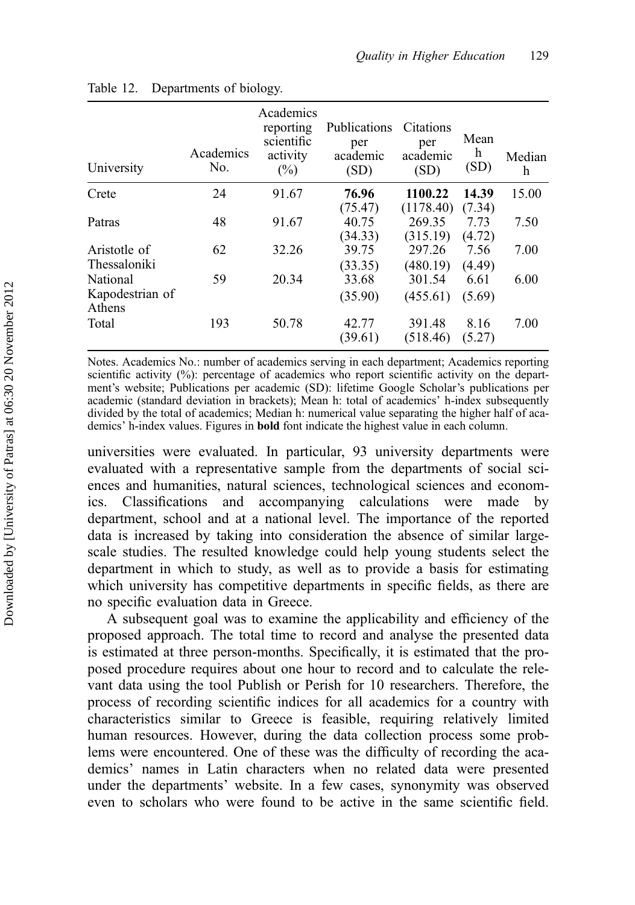Table 12. Departments of biology.

| University | Academics No. | Academics reporting scientific activity (%) | Publications per academic (SD) | Citations per academic (SD) | Mean h (SD) | Median h |
|---|---|---|---|---|---|---|
| Crete | 24 | 91.67 | **76.96** (75.47) | **1100.22** (1178.40) | **14.39** (7.34) | 15.00 |
| Patras | 48 | 91.67 | 40.75 (34.33) | 269.35 (315.19) | 7.73 (4.72) | 7.50 |
| Aristotle of Thessaloniki | 62 | 32.26 | 39.75 (33.35) | 297.26 (480.19) | 7.56 (4.49) | 7.00 |
| National Kapodestrian of Athens | 59 | 20.34 | 33.68 (35.90) | 301.54 (455.61) | 6.61 (5.69) | 6.00 |
| Total | 193 | 50.78 | 42.77 (39.61) | 391.48 (518.46) | 8.16 (5.27) | 7.00 |

Notes. Academics No.: number of academics serving in each department; Academics reporting scientific activity (%): percentage of academics who report scientific activity on the department's website; Publications per academic (SD): lifetime Google Scholar's publications per academic (standard deviation in brackets); Mean h: total of academics' h-index subsequently divided by the total of academics; Median h: numerical value separating the higher half of academics' h-index values. Figures in **bold** font indicate the highest value in each column.

universities were evaluated. In particular, 93 university departments were evaluated with a representative sample from the departments of social sciences and humanities, natural sciences, technological sciences and economics. Classifications and accompanying calculations were made by department, school and at a national level. The importance of the reported data is increased by taking into consideration the absence of similar large-scale studies. The resulted knowledge could help young students select the department in which to study, as well as to provide a basis for estimating which university has competitive departments in specific fields, as there are no specific evaluation data in Greece.

A subsequent goal was to examine the applicability and efficiency of the proposed approach. The total time to record and analyse the presented data is estimated at three person-months. Specifically, it is estimated that the proposed procedure requires about one hour to record and to calculate the relevant data using the tool Publish or Perish for 10 researchers. Therefore, the process of recording scientific indices for all academics for a country with characteristics similar to Greece is feasible, requiring relatively limited human resources. However, during the data collection process some problems were encountered. One of these was the difficulty of recording the academics' names in Latin characters when no related data were presented under the departments' website. In a few cases, synonymity was observed even to scholars who were found to be active in the same scientific field.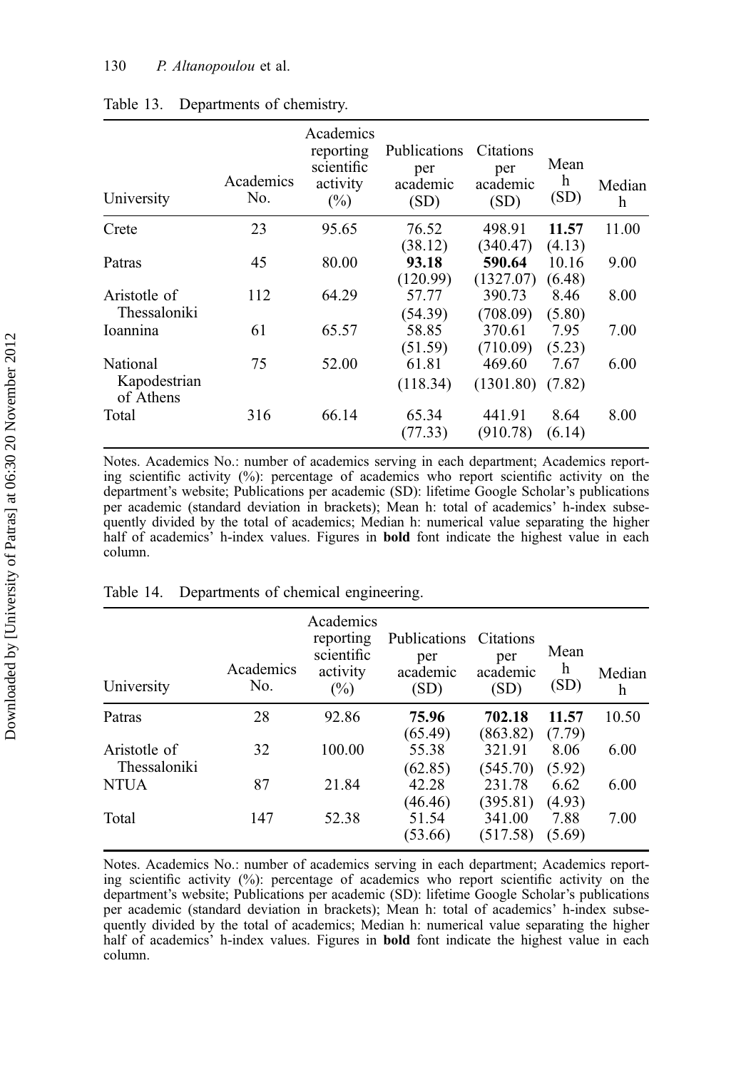Table 13. Departments of chemistry.

| University | Academics No. | Academics reporting scientific activity (%) | Publications per academic (SD) | Citations per academic (SD) | Mean h (SD) | Median h |
|---|---|---|---|---|---|---|
| Crete | 23 | 95.65 | 76.52 (38.12) | 498.91 (340.47) | **11.57** (4.13) | 11.00 |
| Patras | 45 | 80.00 | **93.18** (120.99) | **590.64** (1327.07) | 10.16 (6.48) | 9.00 |
| Aristotle of Thessaloniki | 112 | 64.29 | 57.77 (54.39) | 390.73 (708.09) | 8.46 (5.80) | 8.00 |
| Ioannina | 61 | 65.57 | 58.85 (51.59) | 370.61 (710.09) | 7.95 (5.23) | 7.00 |
| National Kapodestrian of Athens | 75 | 52.00 | 61.81 (118.34) | 469.60 (1301.80) | 7.67 (7.82) | 6.00 |
| Total | 316 | 66.14 | 65.34 (77.33) | 441.91 (910.78) | 8.64 (6.14) | 8.00 |

Notes. Academics No.: number of academics serving in each department; Academics reporting scientific activity (%): percentage of academics who report scientific activity on the department's website; Publications per academic (SD): lifetime Google Scholar's publications per academic (standard deviation in brackets); Mean h: total of academics' h-index subsequently divided by the total of academics; Median h: numerical value separating the higher half of academics' h-index values. Figures in **bold** font indicate the highest value in each column.

Table 14. Departments of chemical engineering.

| University | Academics No. | Academics reporting scientific activity (%) | Publications per academic (SD) | Citations per academic (SD) | Mean h (SD) | Median h |
|---|---|---|---|---|---|---|
| Patras | 28 | 92.86 | **75.96** (65.49) | **702.18** (863.82) | **11.57** (7.79) | 10.50 |
| Aristotle of Thessaloniki | 32 | 100.00 | 55.38 (62.85) | 321.91 (545.70) | 8.06 (5.92) | 6.00 |
| NTUA | 87 | 21.84 | 42.28 (46.46) | 231.78 (395.81) | 6.62 (4.93) | 6.00 |
| Total | 147 | 52.38 | 51.54 (53.66) | 341.00 (517.58) | 7.88 (5.69) | 7.00 |

Notes. Academics No.: number of academics serving in each department; Academics reporting scientific activity (%): percentage of academics who report scientific activity on the department's website; Publications per academic (SD): lifetime Google Scholar's publications per academic (standard deviation in brackets); Mean h: total of academics' h-index subsequently divided by the total of academics; Median h: numerical value separating the higher half of academics' h-index values. Figures in **bold** font indicate the highest value in each column.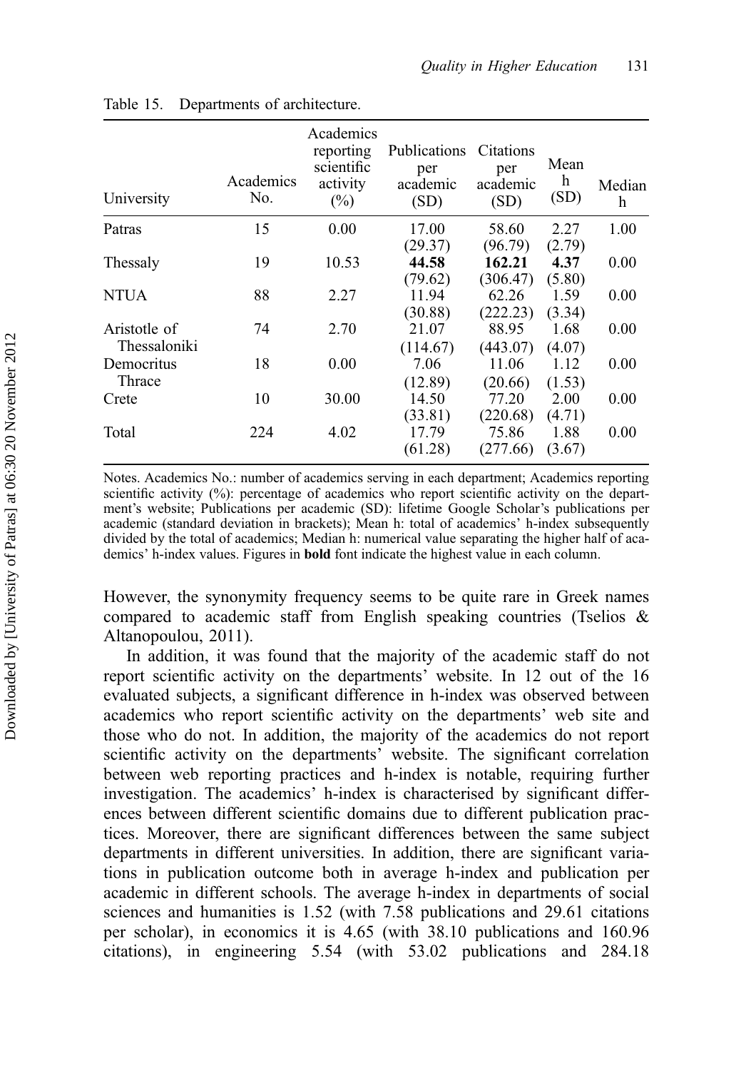Table 15. Departments of architecture.

| University | Academics No. | Academics reporting scientific activity (%) | Publications per academic (SD) | Citations per academic (SD) | Mean h (SD) | Median h |
|---|---|---|---|---|---|---|
| Patras | 15 | 0.00 | 17.00 (29.37) | 58.60 (96.79) | 2.27 (2.79) | 1.00 |
| Thessaly | 19 | 10.53 | **44.58** (79.62) | **162.21** (306.47) | **4.37** (5.80) | 0.00 |
| NTUA | 88 | 2.27 | 11.94 (30.88) | 62.26 (222.23) | 1.59 (3.34) | 0.00 |
| Aristotle of Thessaloniki | 74 | 2.70 | 21.07 (114.67) | 88.95 (443.07) | 1.68 (4.07) | 0.00 |
| Democritus Thrace | 18 | 0.00 | 7.06 (12.89) | 11.06 (20.66) | 1.12 (1.53) | 0.00 |
| Crete | 10 | 30.00 | 14.50 (33.81) | 77.20 (220.68) | 2.00 (4.71) | 0.00 |
| Total | 224 | 4.02 | 17.79 (61.28) | 75.86 (277.66) | 1.88 (3.67) | 0.00 |

Notes. Academics No.: number of academics serving in each department; Academics reporting scientific activity (%): percentage of academics who report scientific activity on the department's website; Publications per academic (SD): lifetime Google Scholar's publications per academic (standard deviation in brackets); Mean h: total of academics' h-index subsequently divided by the total of academics; Median h: numerical value separating the higher half of academics' h-index values. Figures in **bold** font indicate the highest value in each column.

However, the synonymity frequency seems to be quite rare in Greek names compared to academic staff from English speaking countries (Tselios & Altanopoulou, 2011).

In addition, it was found that the majority of the academic staff do not report scientific activity on the departments' website. In 12 out of the 16 evaluated subjects, a significant difference in h-index was observed between academics who report scientific activity on the departments' web site and those who do not. In addition, the majority of the academics do not report scientific activity on the departments' website. The significant correlation between web reporting practices and h-index is notable, requiring further investigation. The academics' h-index is characterised by significant differences between different scientific domains due to different publication practices. Moreover, there are significant differences between the same subject departments in different universities. In addition, there are significant variations in publication outcome both in average h-index and publication per academic in different schools. The average h-index in departments of social sciences and humanities is 1.52 (with 7.58 publications and 29.61 citations per scholar), in economics it is 4.65 (with 38.10 publications and 160.96 citations), in engineering 5.54 (with 53.02 publications and 284.18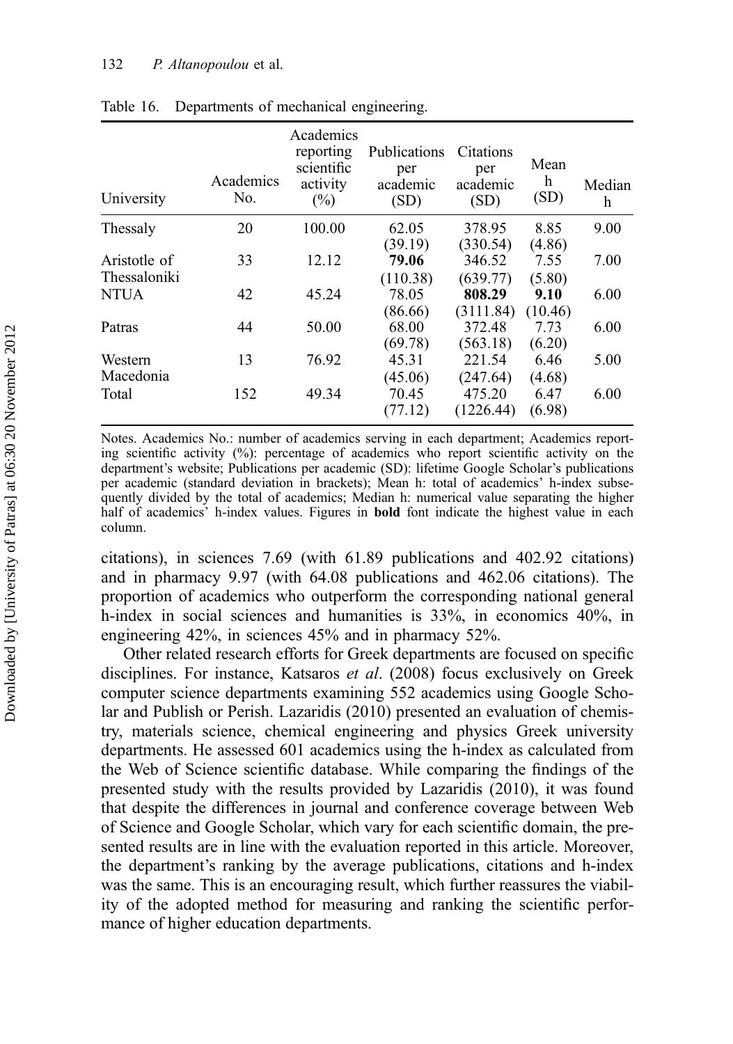Table 16. Departments of mechanical engineering.

| University | Academics No. | Academics reporting scientific activity (%) | Publications per academic (SD) | Citations per academic (SD) | Mean h (SD) | Median h |
|---|---|---|---|---|---|---|
| Thessaly | 20 | 100.00 | 62.05 (39.19) | 378.95 (330.54) | 8.85 (4.86) | 9.00 |
| Aristotle of Thessaloniki | 33 | 12.12 | **79.06** (110.38) | 346.52 (639.77) | 7.55 (5.80) | 7.00 |
| NTUA | 42 | 45.24 | 78.05 (86.66) | **808.29** (3111.84) | **9.10** (10.46) | 6.00 |
| Patras | 44 | 50.00 | 68.00 (69.78) | 372.48 (563.18) | 7.73 (6.20) | 6.00 |
| Western Macedonia | 13 | 76.92 | 45.31 (45.06) | 221.54 (247.64) | 6.46 (4.68) | 5.00 |
| Total | 152 | 49.34 | 70.45 (77.12) | 475.20 (1226.44) | 6.47 (6.98) | 6.00 |

Notes. Academics No.: number of academics serving in each department; Academics reporting scientific activity (%): percentage of academics who report scientific activity on the department's website; Publications per academic (SD): lifetime Google Scholar's publications per academic (standard deviation in brackets); Mean h: total of academics' h-index subsequently divided by the total of academics; Median h: numerical value separating the higher half of academics' h-index values. Figures in **bold** font indicate the highest value in each column.

citations), in sciences 7.69 (with 61.89 publications and 402.92 citations) and in pharmacy 9.97 (with 64.08 publications and 462.06 citations). The proportion of academics who outperform the corresponding national general h-index in social sciences and humanities is 33%, in economics 40%, in engineering 42%, in sciences 45% and in pharmacy 52%.

Other related research efforts for Greek departments are focused on specific disciplines. For instance, Katsaros *et al*. (2008) focus exclusively on Greek computer science departments examining 552 academics using Google Scholar and Publish or Perish. Lazaridis (2010) presented an evaluation of chemistry, materials science, chemical engineering and physics Greek university departments. He assessed 601 academics using the h-index as calculated from the Web of Science scientific database. While comparing the findings of the presented study with the results provided by Lazaridis (2010), it was found that despite the differences in journal and conference coverage between Web of Science and Google Scholar, which vary for each scientific domain, the presented results are in line with the evaluation reported in this article. Moreover, the department's ranking by the average publications, citations and h-index was the same. This is an encouraging result, which further reassures the viability of the adopted method for measuring and ranking the scientific performance of higher education departments.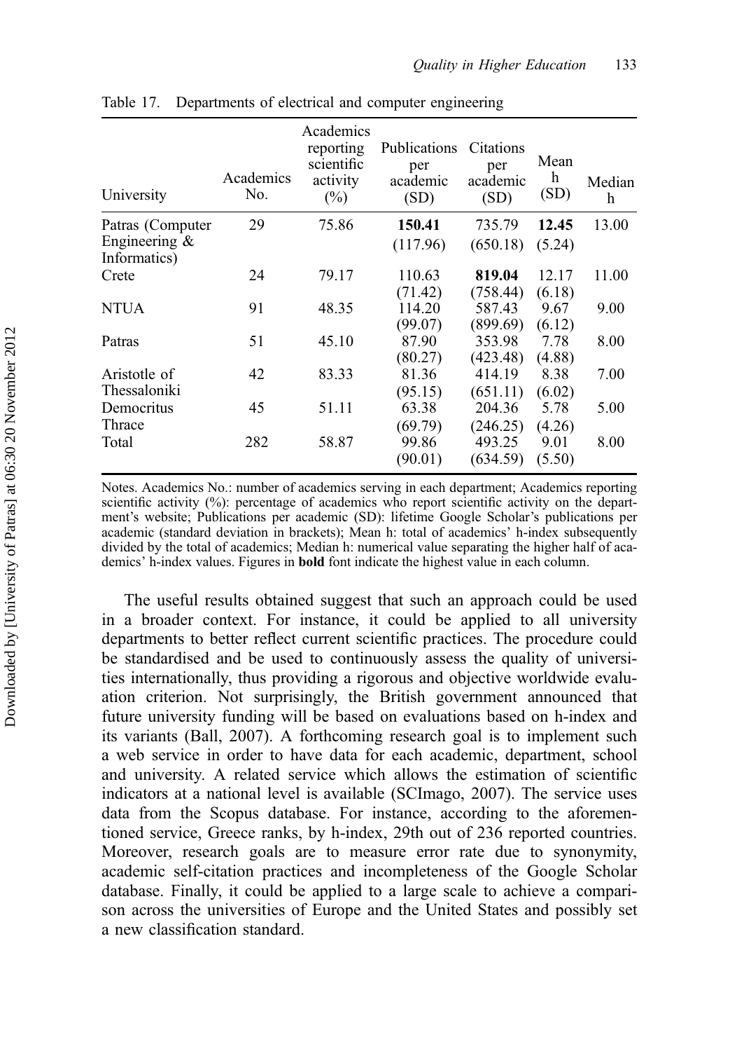Table 17. Departments of electrical and computer engineering

| University | Academics No. | Academics reporting scientific activity (%) | Publications per academic (SD) | Citations per academic (SD) | Mean h (SD) | Median h |
|---|---|---|---|---|---|---|
| Patras (Computer Engineering & Informatics) | 29 | 75.86 | **150.41** (117.96) | 735.79 (650.18) | **12.45** (5.24) | 13.00 |
| Crete | 24 | 79.17 | 110.63 (71.42) | **819.04** (758.44) | 12.17 (6.18) | 11.00 |
| NTUA | 91 | 48.35 | 114.20 (99.07) | 587.43 (899.69) | 9.67 (6.12) | 9.00 |
| Patras | 51 | 45.10 | 87.90 (80.27) | 353.98 (423.48) | 7.78 (4.88) | 8.00 |
| Aristotle of Thessaloniki | 42 | 83.33 | 81.36 (95.15) | 414.19 (651.11) | 8.38 (6.02) | 7.00 |
| Democritus Thrace | 45 | 51.11 | 63.38 (69.79) | 204.36 (246.25) | 5.78 (4.26) | 5.00 |
| Total | 282 | 58.87 | 99.86 (90.01) | 493.25 (634.59) | 9.01 (5.50) | 8.00 |

Notes. Academics No.: number of academics serving in each department; Academics reporting scientific activity (%): percentage of academics who report scientific activity on the department's website; Publications per academic (SD): lifetime Google Scholar's publications per academic (standard deviation in brackets); Mean h: total of academics' h-index subsequently divided by the total of academics; Median h: numerical value separating the higher half of academics' h-index values. Figures in **bold** font indicate the highest value in each column.

The useful results obtained suggest that such an approach could be used in a broader context. For instance, it could be applied to all university departments to better reflect current scientific practices. The procedure could be standardised and be used to continuously assess the quality of universities internationally, thus providing a rigorous and objective worldwide evaluation criterion. Not surprisingly, the British government announced that future university funding will be based on evaluations based on h-index and its variants (Ball, 2007). A forthcoming research goal is to implement such a web service in order to have data for each academic, department, school and university. A related service which allows the estimation of scientific indicators at a national level is available (SCImago, 2007). The service uses data from the Scopus database. For instance, according to the aforementioned service, Greece ranks, by h-index, 29th out of 236 reported countries. Moreover, research goals are to measure error rate due to synonymity, academic self-citation practices and incompleteness of the Google Scholar database. Finally, it could be applied to a large scale to achieve a comparison across the universities of Europe and the United States and possibly set a new classification standard.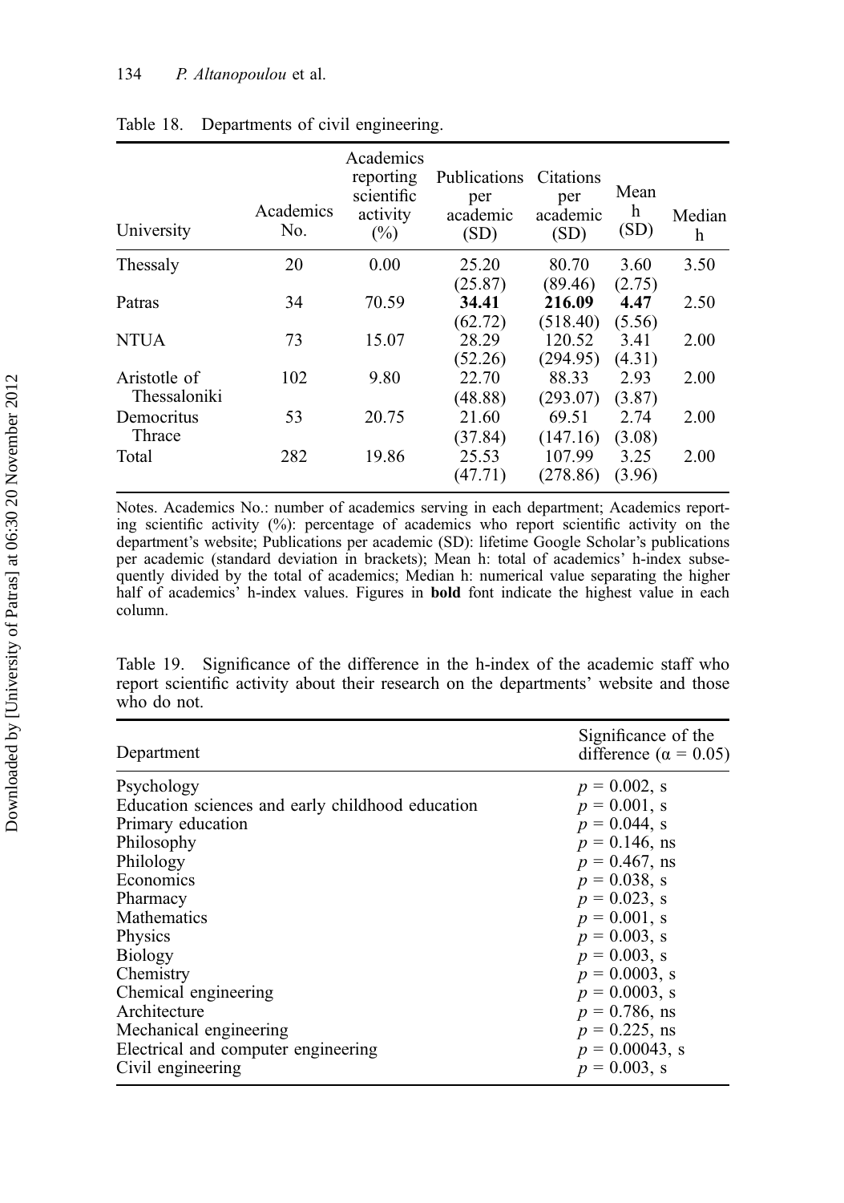Table 18. Departments of civil engineering.

| University | Academics No. | Academics reporting scientific activity (%) | Publications per academic (SD) | Citations per academic (SD) | Mean h (SD) | Median h |
|---|---|---|---|---|---|---|
| Thessaly | 20 | 0.00 | 25.20 (25.87) | 80.70 (89.46) | 3.60 (2.75) | 3.50 |
| Patras | 34 | 70.59 | **34.41** (62.72) | **216.09** (518.40) | **4.47** (5.56) | 2.50 |
| NTUA | 73 | 15.07 | 28.29 (52.26) | 120.52 (294.95) | 3.41 (4.31) | 2.00 |
| Aristotle of Thessaloniki | 102 | 9.80 | 22.70 (48.88) | 88.33 (293.07) | 2.93 (3.87) | 2.00 |
| Democritus Thrace | 53 | 20.75 | 21.60 (37.84) | 69.51 (147.16) | 2.74 (3.08) | 2.00 |
| Total | 282 | 19.86 | 25.53 (47.71) | 107.99 (278.86) | 3.25 (3.96) | 2.00 |

Notes. Academics No.: number of academics serving in each department; Academics reporting scientific activity (%): percentage of academics who report scientific activity on the department's website; Publications per academic (SD): lifetime Google Scholar's publications per academic (standard deviation in brackets); Mean h: total of academics' h-index subsequently divided by the total of academics; Median h: numerical value separating the higher half of academics' h-index values. Figures in **bold** font indicate the highest value in each column.

Table 19. Significance of the difference in the h-index of the academic staff who report scientific activity about their research on the departments' website and those who do not.

| Department | Significance of the difference ($\alpha = 0.05$) |
|---|---|
| Psychology | $p = 0.002$, s |
| Education sciences and early childhood education | $p = 0.001$, s |
| Primary education | $p = 0.044$, s |
| Philosophy | $p = 0.146$, ns |
| Philology | $p = 0.467$, ns |
| Economics | $p = 0.038$, s |
| Pharmacy | $p = 0.023$, s |
| Mathematics | $p = 0.001$, s |
| Physics | $p = 0.003$, s |
| Biology | $p = 0.003$, s |
| Chemistry | $p = 0.0003$, s |
| Chemical engineering | $p = 0.0003$, s |
| Architecture | $p = 0.786$, ns |
| Mechanical engineering | $p = 0.225$, ns |
| Electrical and computer engineering | $p = 0.00043$, s |
| Civil engineering | $p = 0.003$, s |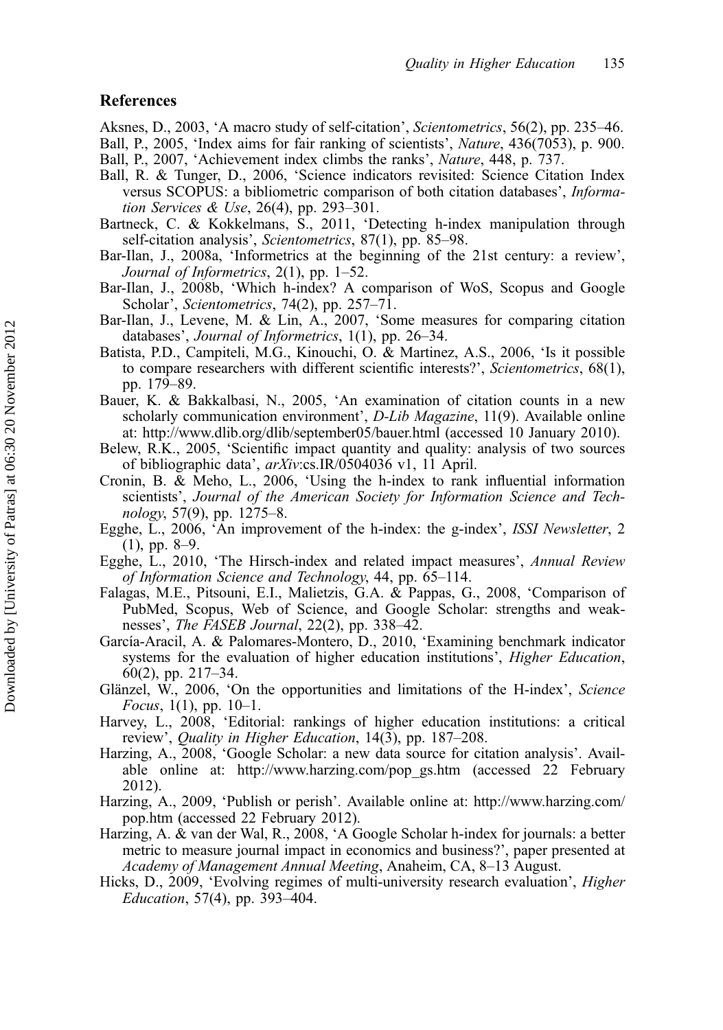## References

Aksnes, D., 2003, 'A macro study of self-citation', *Scientometrics*, 56(2), pp. 235–46.

Ball, P., 2005, 'Index aims for fair ranking of scientists', *Nature*, 436(7053), p. 900.

Ball, P., 2007, 'Achievement index climbs the ranks', *Nature*, 448, p. 737.

Ball, R. & Tunger, D., 2006, 'Science indicators revisited: Science Citation Index versus SCOPUS: a bibliometric comparison of both citation databases', *Information Services & Use*, 26(4), pp. 293–301.

Bartneck, C. & Kokkelmans, S., 2011, 'Detecting h-index manipulation through self-citation analysis', *Scientometrics*, 87(1), pp. 85–98.

Bar-Ilan, J., 2008a, 'Informetrics at the beginning of the 21st century: a review', *Journal of Informetrics*, 2(1), pp. 1–52.

Bar-Ilan, J., 2008b, 'Which h-index? A comparison of WoS, Scopus and Google Scholar', *Scientometrics*, 74(2), pp. 257–71.

Bar-Ilan, J., Levene, M. & Lin, A., 2007, 'Some measures for comparing citation databases', *Journal of Informetrics*, 1(1), pp. 26–34.

Batista, P.D., Campiteli, M.G., Kinouchi, O. & Martinez, A.S., 2006, 'Is it possible to compare researchers with different scientific interests?', *Scientometrics*, 68(1), pp. 179–89.

Bauer, K. & Bakkalbasi, N., 2005, 'An examination of citation counts in a new scholarly communication environment', *D-Lib Magazine*, 11(9). Available online at: http://www.dlib.org/dlib/september05/bauer.html (accessed 10 January 2010).

Belew, R.K., 2005, 'Scientific impact quantity and quality: analysis of two sources of bibliographic data', *arXiv*:cs.IR/0504036 v1, 11 April.

Cronin, B. & Meho, L., 2006, 'Using the h-index to rank influential information scientists', *Journal of the American Society for Information Science and Technology*, 57(9), pp. 1275–8.

Egghe, L., 2006, 'An improvement of the h-index: the g-index', *ISSI Newsletter*, 2 (1), pp. 8–9.

Egghe, L., 2010, 'The Hirsch-index and related impact measures', *Annual Review of Information Science and Technology*, 44, pp. 65–114.

Falagas, M.E., Pitsouni, E.I., Malietzis, G.A. & Pappas, G., 2008, 'Comparison of PubMed, Scopus, Web of Science, and Google Scholar: strengths and weaknesses', *The FASEB Journal*, 22(2), pp. 338–42.

García-Aracil, A. & Palomares-Montero, D., 2010, 'Examining benchmark indicator systems for the evaluation of higher education institutions', *Higher Education*, 60(2), pp. 217–34.

Glänzel, W., 2006, 'On the opportunities and limitations of the H-index', *Science Focus*, 1(1), pp. 10–1.

Harvey, L., 2008, 'Editorial: rankings of higher education institutions: a critical review', *Quality in Higher Education*, 14(3), pp. 187–208.

Harzing, A., 2008, 'Google Scholar: a new data source for citation analysis'. Available online at: http://www.harzing.com/pop_gs.htm (accessed 22 February 2012).

Harzing, A., 2009, 'Publish or perish'. Available online at: http://www.harzing.com/pop.htm (accessed 22 February 2012).

Harzing, A. & van der Wal, R., 2008, 'A Google Scholar h-index for journals: a better metric to measure journal impact in economics and business?', paper presented at *Academy of Management Annual Meeting*, Anaheim, CA, 8–13 August.

Hicks, D., 2009, 'Evolving regimes of multi-university research evaluation', *Higher Education*, 57(4), pp. 393–404.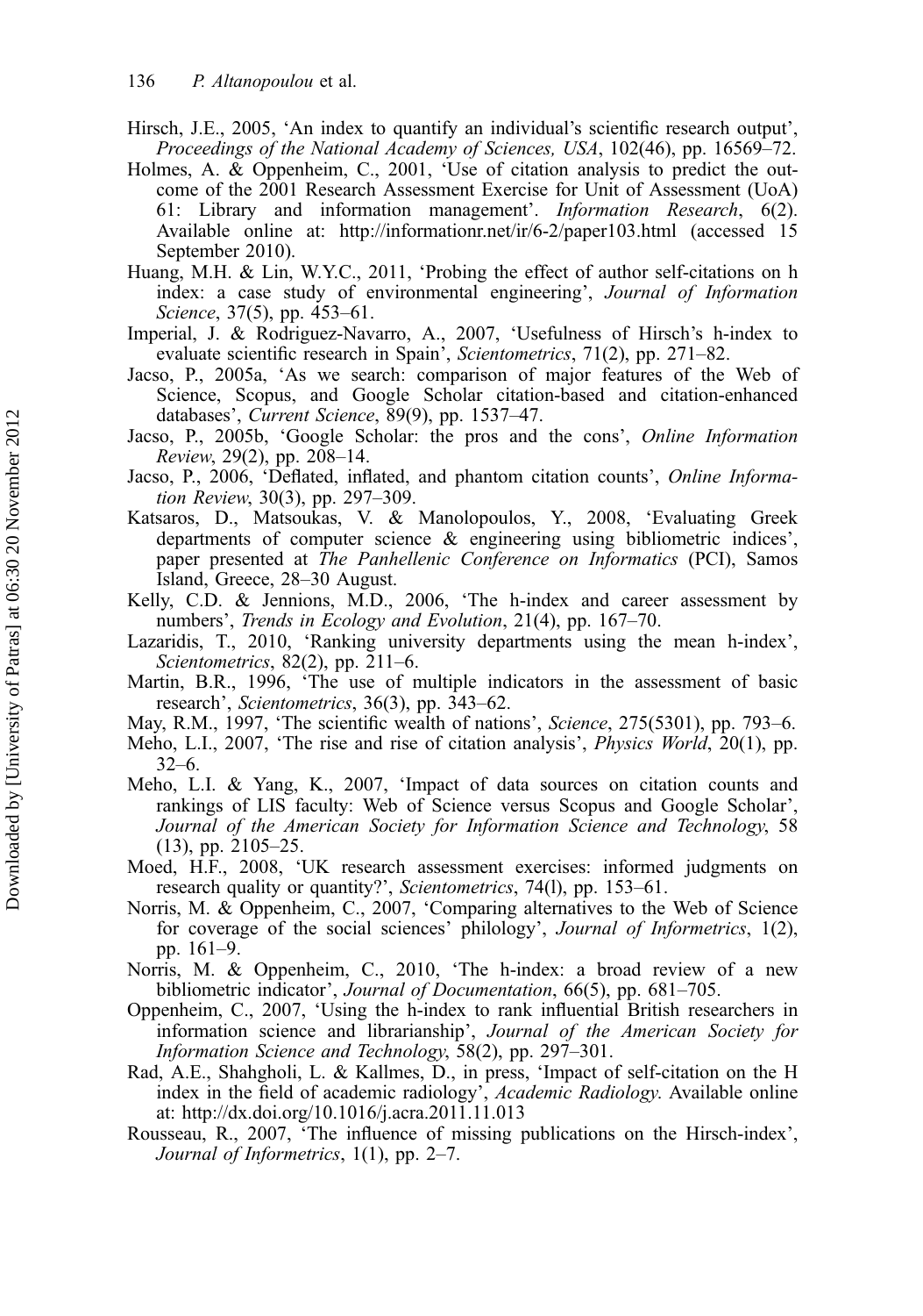Hirsch, J.E., 2005, 'An index to quantify an individual's scientific research output', *Proceedings of the National Academy of Sciences, USA*, 102(46), pp. 16569–72.

Holmes, A. & Oppenheim, C., 2001, 'Use of citation analysis to predict the outcome of the 2001 Research Assessment Exercise for Unit of Assessment (UoA) 61: Library and information management'. *Information Research*, 6(2). Available online at: http://informationr.net/ir/6-2/paper103.html (accessed 15 September 2010).

Huang, M.H. & Lin, W.Y.C., 2011, 'Probing the effect of author self-citations on h index: a case study of environmental engineering', *Journal of Information Science*, 37(5), pp. 453–61.

Imperial, J. & Rodriguez-Navarro, A., 2007, 'Usefulness of Hirsch's h-index to evaluate scientific research in Spain', *Scientometrics*, 71(2), pp. 271–82.

Jacso, P., 2005a, 'As we search: comparison of major features of the Web of Science, Scopus, and Google Scholar citation-based and citation-enhanced databases', *Current Science*, 89(9), pp. 1537–47.

Jacso, P., 2005b, 'Google Scholar: the pros and the cons', *Online Information Review*, 29(2), pp. 208–14.

Jacso, P., 2006, 'Deflated, inflated, and phantom citation counts', *Online Information Review*, 30(3), pp. 297–309.

Katsaros, D., Matsoukas, V. & Manolopoulos, Y., 2008, 'Evaluating Greek departments of computer science & engineering using bibliometric indices', paper presented at *The Panhellenic Conference on Informatics* (PCI), Samos Island, Greece, 28–30 August.

Kelly, C.D. & Jennions, M.D., 2006, 'The h-index and career assessment by numbers', *Trends in Ecology and Evolution*, 21(4), pp. 167–70.

Lazaridis, T., 2010, 'Ranking university departments using the mean h-index', *Scientometrics*, 82(2), pp. 211–6.

Martin, B.R., 1996, 'The use of multiple indicators in the assessment of basic research', *Scientometrics*, 36(3), pp. 343–62.

May, R.M., 1997, 'The scientific wealth of nations', *Science*, 275(5301), pp. 793–6.

Meho, L.I., 2007, 'The rise and rise of citation analysis', *Physics World*, 20(1), pp. 32–6.

Meho, L.I. & Yang, K., 2007, 'Impact of data sources on citation counts and rankings of LIS faculty: Web of Science versus Scopus and Google Scholar', *Journal of the American Society for Information Science and Technology*, 58 (13), pp. 2105–25.

Moed, H.F., 2008, 'UK research assessment exercises: informed judgments on research quality or quantity?', *Scientometrics*, 74(l), pp. 153–61.

Norris, M. & Oppenheim, C., 2007, 'Comparing alternatives to the Web of Science for coverage of the social sciences' philology', *Journal of Informetrics*, 1(2), pp. 161–9.

Norris, M. & Oppenheim, C., 2010, 'The h-index: a broad review of a new bibliometric indicator', *Journal of Documentation*, 66(5), pp. 681–705.

Oppenheim, C., 2007, 'Using the h-index to rank influential British researchers in information science and librarianship', *Journal of the American Society for Information Science and Technology*, 58(2), pp. 297–301.

Rad, A.E., Shahgholi, L. & Kallmes, D., in press, 'Impact of self-citation on the H index in the field of academic radiology', *Academic Radiology*. Available online at: http://dx.doi.org/10.1016/j.acra.2011.11.013

Rousseau, R., 2007, 'The influence of missing publications on the Hirsch-index', *Journal of Informetrics*, 1(1), pp. 2–7.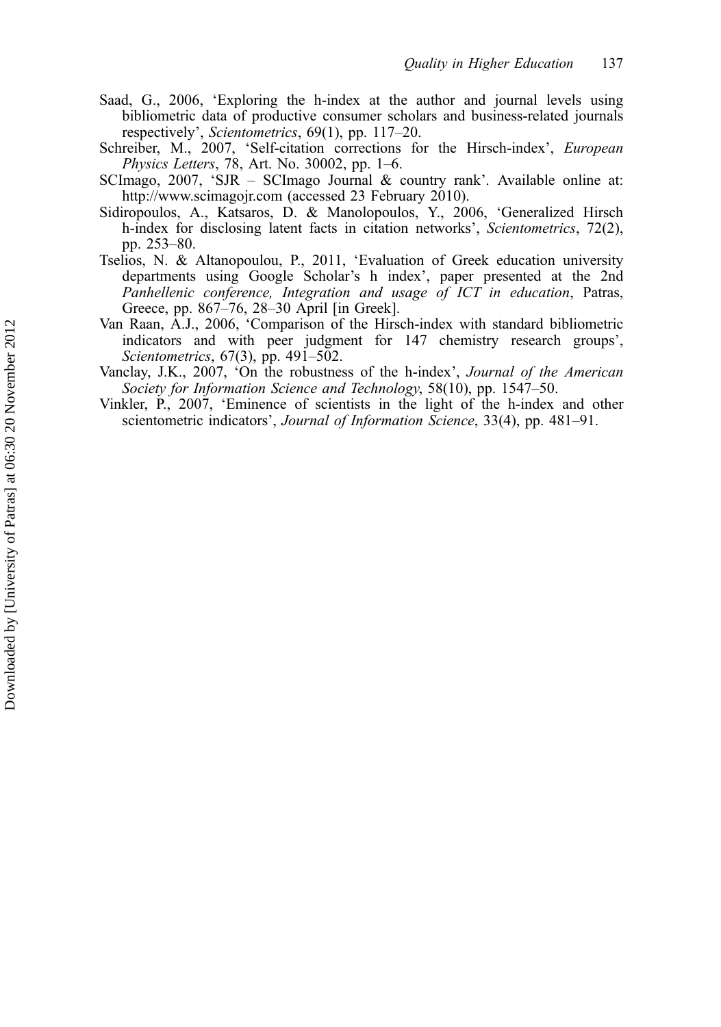Saad, G., 2006, 'Exploring the h-index at the author and journal levels using bibliometric data of productive consumer scholars and business-related journals respectively', *Scientometrics*, 69(1), pp. 117–20.

Schreiber, M., 2007, 'Self-citation corrections for the Hirsch-index', *European Physics Letters*, 78, Art. No. 30002, pp. 1–6.

SCImago, 2007, 'SJR – SCImago Journal & country rank'. Available online at: http://www.scimagojr.com (accessed 23 February 2010).

Sidiropoulos, A., Katsaros, D. & Manolopoulos, Y., 2006, 'Generalized Hirsch h-index for disclosing latent facts in citation networks', *Scientometrics*, 72(2), pp. 253–80.

Tselios, N. & Altanopoulou, P., 2011, 'Evaluation of Greek education university departments using Google Scholar's h index', paper presented at the 2nd *Panhellenic conference, Integration and usage of ICT in education*, Patras, Greece, pp. 867–76, 28–30 April [in Greek].

Van Raan, A.J., 2006, 'Comparison of the Hirsch-index with standard bibliometric indicators and with peer judgment for 147 chemistry research groups', *Scientometrics*, 67(3), pp. 491–502.

Vanclay, J.K., 2007, 'On the robustness of the h-index', *Journal of the American Society for Information Science and Technology*, 58(10), pp. 1547–50.

Vinkler, P., 2007, 'Eminence of scientists in the light of the h-index and other scientometric indicators', *Journal of Information Science*, 33(4), pp. 481–91.